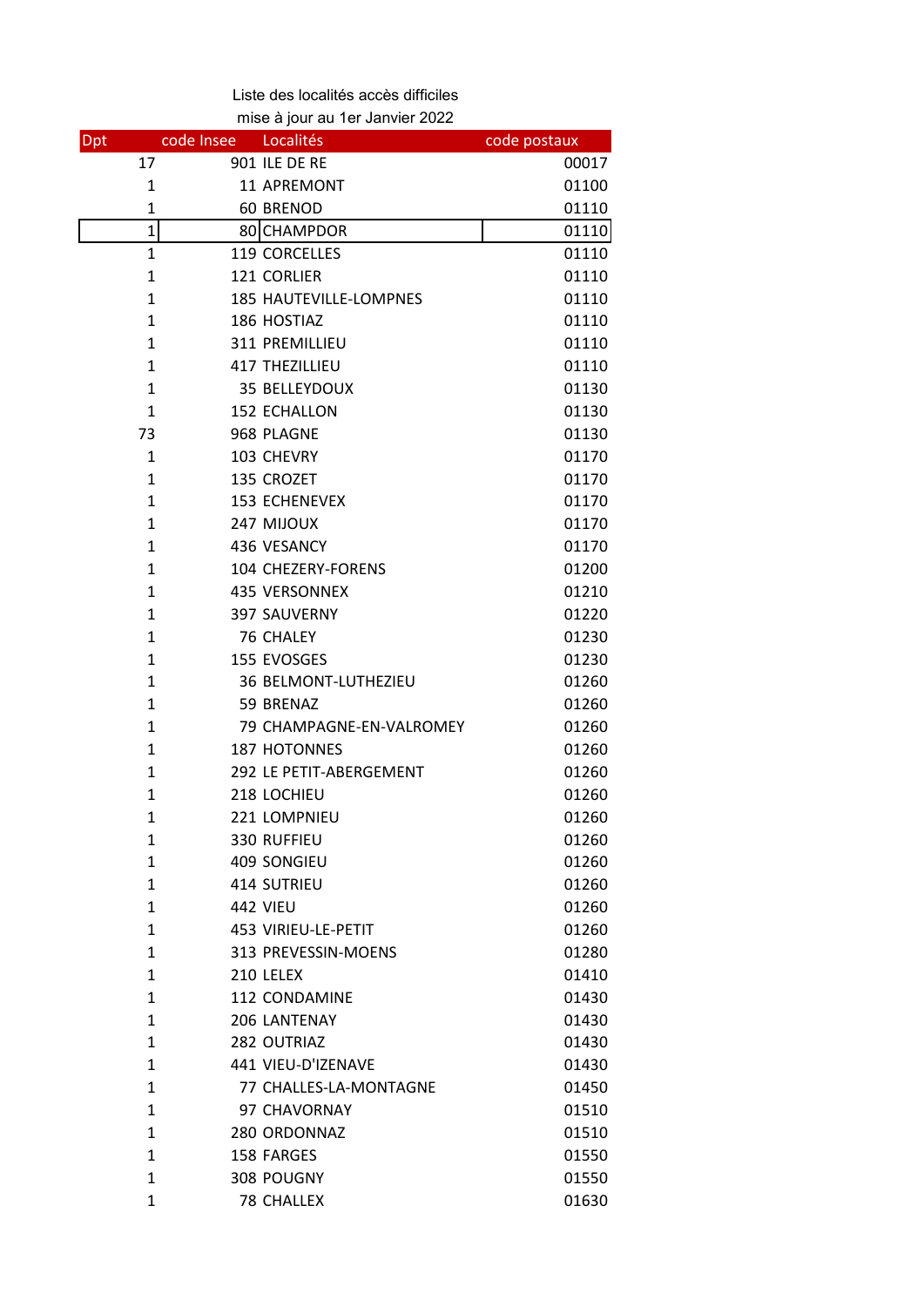Liste des localités accès difficiles
mise à jour au 1er Janvier 2022

| Dpt | code Insee | Localités | code postaux |
|---|---|---|---|
| 17 | 901 | ILE DE RE | 00017 |
| 1 | 11 | APREMONT | 01100 |
| 1 | 60 | BRENOD | 01110 |
| 1 | 80 | CHAMPDOR | 01110 |
| 1 | 119 | CORCELLES | 01110 |
| 1 | 121 | CORLIER | 01110 |
| 1 | 185 | HAUTEVILLE-LOMPNES | 01110 |
| 1 | 186 | HOSTIAZ | 01110 |
| 1 | 311 | PREMILLIEU | 01110 |
| 1 | 417 | THEZILLIEU | 01110 |
| 1 | 35 | BELLEYDOUX | 01130 |
| 1 | 152 | ECHALLON | 01130 |
| 73 | 968 | PLAGNE | 01130 |
| 1 | 103 | CHEVRY | 01170 |
| 1 | 135 | CROZET | 01170 |
| 1 | 153 | ECHENEVEX | 01170 |
| 1 | 247 | MIJOUX | 01170 |
| 1 | 436 | VESANCY | 01170 |
| 1 | 104 | CHEZERY-FORENS | 01200 |
| 1 | 435 | VERSONNEX | 01210 |
| 1 | 397 | SAUVERNY | 01220 |
| 1 | 76 | CHALEY | 01230 |
| 1 | 155 | EVOSGES | 01230 |
| 1 | 36 | BELMONT-LUTHEZIEU | 01260 |
| 1 | 59 | BRENAZ | 01260 |
| 1 | 79 | CHAMPAGNE-EN-VALROMEY | 01260 |
| 1 | 187 | HOTONNES | 01260 |
| 1 | 292 | LE PETIT-ABERGEMENT | 01260 |
| 1 | 218 | LOCHIEU | 01260 |
| 1 | 221 | LOMPNIEU | 01260 |
| 1 | 330 | RUFFIEU | 01260 |
| 1 | 409 | SONGIEU | 01260 |
| 1 | 414 | SUTRIEU | 01260 |
| 1 | 442 | VIEU | 01260 |
| 1 | 453 | VIRIEU-LE-PETIT | 01260 |
| 1 | 313 | PREVESSIN-MOENS | 01280 |
| 1 | 210 | LELEX | 01410 |
| 1 | 112 | CONDAMINE | 01430 |
| 1 | 206 | LANTENAY | 01430 |
| 1 | 282 | OUTRIAZ | 01430 |
| 1 | 441 | VIEU-D'IZENAVE | 01430 |
| 1 | 77 | CHALLES-LA-MONTAGNE | 01450 |
| 1 | 97 | CHAVORNAY | 01510 |
| 1 | 280 | ORDONNAZ | 01510 |
| 1 | 158 | FARGES | 01550 |
| 1 | 308 | POUGNY | 01550 |
| 1 | 78 | CHALLEX | 01630 |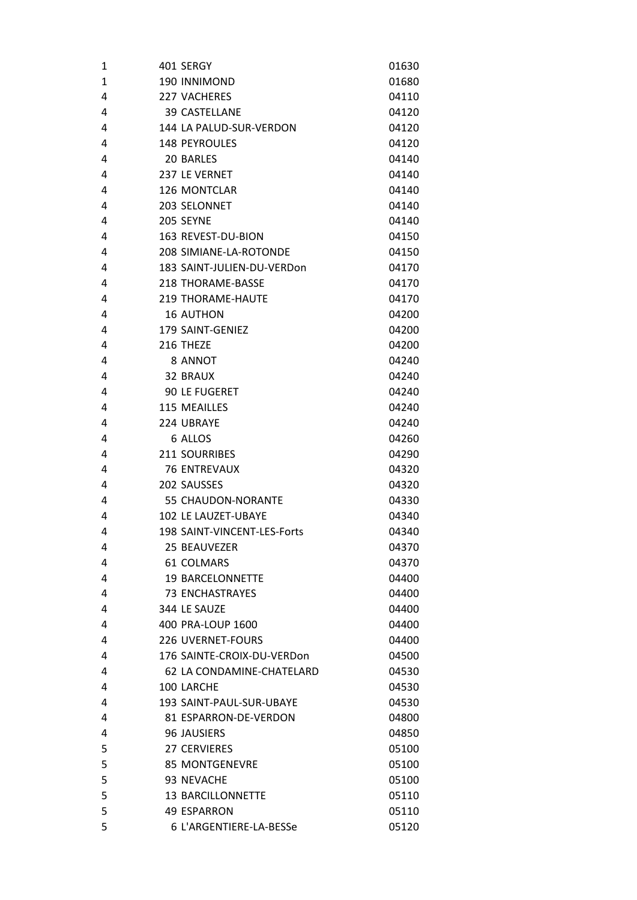| | | |
|---|---|---|
| 1 | 401 SERGY | 01630 |
| 1 | 190 INNIMOND | 01680 |
| 4 | 227 VACHERES | 04110 |
| 4 | 39 CASTELLANE | 04120 |
| 4 | 144 LA PALUD-SUR-VERDON | 04120 |
| 4 | 148 PEYROULES | 04120 |
| 4 | 20 BARLES | 04140 |
| 4 | 237 LE VERNET | 04140 |
| 4 | 126 MONTCLAR | 04140 |
| 4 | 203 SELONNET | 04140 |
| 4 | 205 SEYNE | 04140 |
| 4 | 163 REVEST-DU-BION | 04150 |
| 4 | 208 SIMIANE-LA-ROTONDE | 04150 |
| 4 | 183 SAINT-JULIEN-DU-VERDon | 04170 |
| 4 | 218 THORAME-BASSE | 04170 |
| 4 | 219 THORAME-HAUTE | 04170 |
| 4 | 16 AUTHON | 04200 |
| 4 | 179 SAINT-GENIEZ | 04200 |
| 4 | 216 THEZE | 04200 |
| 4 | 8 ANNOT | 04240 |
| 4 | 32 BRAUX | 04240 |
| 4 | 90 LE FUGERET | 04240 |
| 4 | 115 MEAILLES | 04240 |
| 4 | 224 UBRAYE | 04240 |
| 4 | 6 ALLOS | 04260 |
| 4 | 211 SOURRIBES | 04290 |
| 4 | 76 ENTREVAUX | 04320 |
| 4 | 202 SAUSSES | 04320 |
| 4 | 55 CHAUDON-NORANTE | 04330 |
| 4 | 102 LE LAUZET-UBAYE | 04340 |
| 4 | 198 SAINT-VINCENT-LES-Forts | 04340 |
| 4 | 25 BEAUVEZER | 04370 |
| 4 | 61 COLMARS | 04370 |
| 4 | 19 BARCELONNETTE | 04400 |
| 4 | 73 ENCHASTRAYES | 04400 |
| 4 | 344 LE SAUZE | 04400 |
| 4 | 400 PRA-LOUP 1600 | 04400 |
| 4 | 226 UVERNET-FOURS | 04400 |
| 4 | 176 SAINTE-CROIX-DU-VERDon | 04500 |
| 4 | 62 LA CONDAMINE-CHATELARD | 04530 |
| 4 | 100 LARCHE | 04530 |
| 4 | 193 SAINT-PAUL-SUR-UBAYE | 04530 |
| 4 | 81 ESPARRON-DE-VERDON | 04800 |
| 4 | 96 JAUSIERS | 04850 |
| 5 | 27 CERVIERES | 05100 |
| 5 | 85 MONTGENEVRE | 05100 |
| 5 | 93 NEVACHE | 05100 |
| 5 | 13 BARCILLONNETTE | 05110 |
| 5 | 49 ESPARRON | 05110 |
| 5 | 6 L'ARGENTIERE-LA-BESSe | 05120 |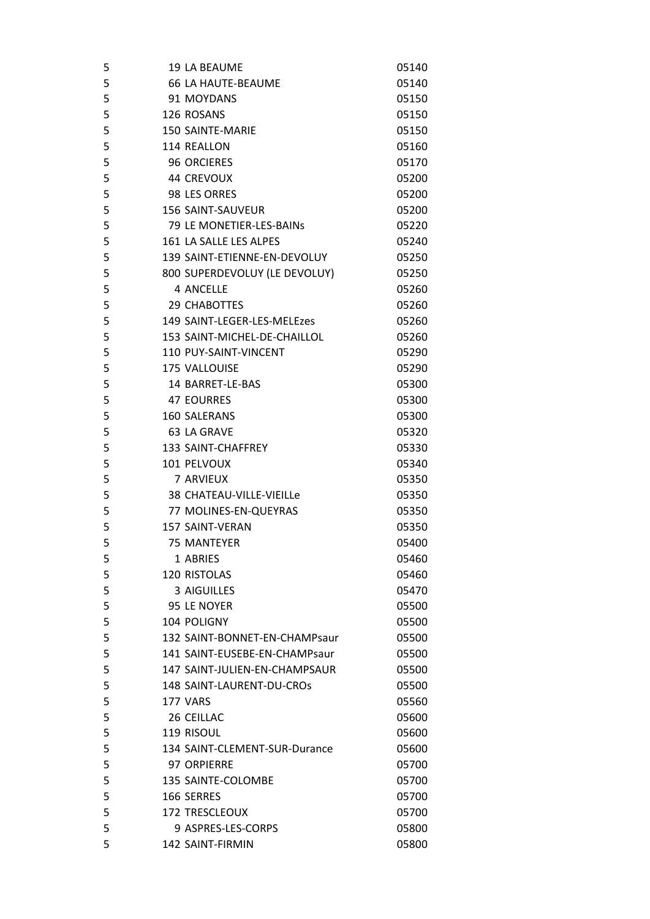| | | | |
|---|---|---|---|
| 5 | 19 | LA BEAUME | 05140 |
| 5 | 66 | LA HAUTE-BEAUME | 05140 |
| 5 | 91 | MOYDANS | 05150 |
| 5 | 126 | ROSANS | 05150 |
| 5 | 150 | SAINTE-MARIE | 05150 |
| 5 | 114 | REALLON | 05160 |
| 5 | 96 | ORCIERES | 05170 |
| 5 | 44 | CREVOUX | 05200 |
| 5 | 98 | LES ORRES | 05200 |
| 5 | 156 | SAINT-SAUVEUR | 05200 |
| 5 | 79 | LE MONETIER-LES-BAINs | 05220 |
| 5 | 161 | LA SALLE LES ALPES | 05240 |
| 5 | 139 | SAINT-ETIENNE-EN-DEVOLUY | 05250 |
| 5 | 800 | SUPERDEVOLUY (LE DEVOLUY) | 05250 |
| 5 | 4 | ANCELLE | 05260 |
| 5 | 29 | CHABOTTES | 05260 |
| 5 | 149 | SAINT-LEGER-LES-MELEzes | 05260 |
| 5 | 153 | SAINT-MICHEL-DE-CHAILLOL | 05260 |
| 5 | 110 | PUY-SAINT-VINCENT | 05290 |
| 5 | 175 | VALLOUISE | 05290 |
| 5 | 14 | BARRET-LE-BAS | 05300 |
| 5 | 47 | EOURRES | 05300 |
| 5 | 160 | SALERANS | 05300 |
| 5 | 63 | LA GRAVE | 05320 |
| 5 | 133 | SAINT-CHAFFREY | 05330 |
| 5 | 101 | PELVOUX | 05340 |
| 5 | 7 | ARVIEUX | 05350 |
| 5 | 38 | CHATEAU-VILLE-VIEILLe | 05350 |
| 5 | 77 | MOLINES-EN-QUEYRAS | 05350 |
| 5 | 157 | SAINT-VERAN | 05350 |
| 5 | 75 | MANTEYER | 05400 |
| 5 | 1 | ABRIES | 05460 |
| 5 | 120 | RISTOLAS | 05460 |
| 5 | 3 | AIGUILLES | 05470 |
| 5 | 95 | LE NOYER | 05500 |
| 5 | 104 | POLIGNY | 05500 |
| 5 | 132 | SAINT-BONNET-EN-CHAMPsaur | 05500 |
| 5 | 141 | SAINT-EUSEBE-EN-CHAMPsaur | 05500 |
| 5 | 147 | SAINT-JULIEN-EN-CHAMPSAUR | 05500 |
| 5 | 148 | SAINT-LAURENT-DU-CROs | 05500 |
| 5 | 177 | VARS | 05560 |
| 5 | 26 | CEILLAC | 05600 |
| 5 | 119 | RISOUL | 05600 |
| 5 | 134 | SAINT-CLEMENT-SUR-Durance | 05600 |
| 5 | 97 | ORPIERRE | 05700 |
| 5 | 135 | SAINTE-COLOMBE | 05700 |
| 5 | 166 | SERRES | 05700 |
| 5 | 172 | TRESCLEOUX | 05700 |
| 5 | 9 | ASPRES-LES-CORPS | 05800 |
| 5 | 142 | SAINT-FIRMIN | 05800 |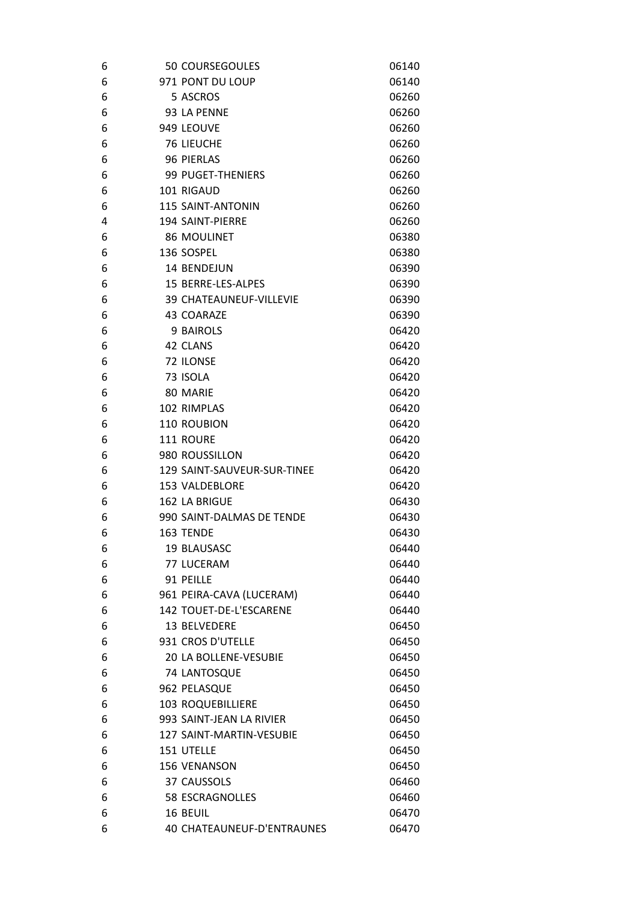| | | | |
|---|---|---|---|
| 6 | 50 | COURSEGOULES | 06140 |
| 6 | 971 | PONT DU LOUP | 06140 |
| 6 | 5 | ASCROS | 06260 |
| 6 | 93 | LA PENNE | 06260 |
| 6 | 949 | LEOUVE | 06260 |
| 6 | 76 | LIEUCHE | 06260 |
| 6 | 96 | PIERLAS | 06260 |
| 6 | 99 | PUGET-THENIERS | 06260 |
| 6 | 101 | RIGAUD | 06260 |
| 6 | 115 | SAINT-ANTONIN | 06260 |
| 4 | 194 | SAINT-PIERRE | 06260 |
| 6 | 86 | MOULINET | 06380 |
| 6 | 136 | SOSPEL | 06380 |
| 6 | 14 | BENDEJUN | 06390 |
| 6 | 15 | BERRE-LES-ALPES | 06390 |
| 6 | 39 | CHATEAUNEUF-VILLEVIE | 06390 |
| 6 | 43 | COARAZE | 06390 |
| 6 | 9 | BAIROLS | 06420 |
| 6 | 42 | CLANS | 06420 |
| 6 | 72 | ILONSE | 06420 |
| 6 | 73 | ISOLA | 06420 |
| 6 | 80 | MARIE | 06420 |
| 6 | 102 | RIMPLAS | 06420 |
| 6 | 110 | ROUBION | 06420 |
| 6 | 111 | ROURE | 06420 |
| 6 | 980 | ROUSSILLON | 06420 |
| 6 | 129 | SAINT-SAUVEUR-SUR-TINEE | 06420 |
| 6 | 153 | VALDEBLORE | 06420 |
| 6 | 162 | LA BRIGUE | 06430 |
| 6 | 990 | SAINT-DALMAS DE TENDE | 06430 |
| 6 | 163 | TENDE | 06430 |
| 6 | 19 | BLAUSASC | 06440 |
| 6 | 77 | LUCERAM | 06440 |
| 6 | 91 | PEILLE | 06440 |
| 6 | 961 | PEIRA-CAVA (LUCERAM) | 06440 |
| 6 | 142 | TOUET-DE-L'ESCARENE | 06440 |
| 6 | 13 | BELVEDERE | 06450 |
| 6 | 931 | CROS D'UTELLE | 06450 |
| 6 | 20 | LA BOLLENE-VESUBIE | 06450 |
| 6 | 74 | LANTOSQUE | 06450 |
| 6 | 962 | PELASQUE | 06450 |
| 6 | 103 | ROQUEBILLIERE | 06450 |
| 6 | 993 | SAINT-JEAN LA RIVIER | 06450 |
| 6 | 127 | SAINT-MARTIN-VESUBIE | 06450 |
| 6 | 151 | UTELLE | 06450 |
| 6 | 156 | VENANSON | 06450 |
| 6 | 37 | CAUSSOLS | 06460 |
| 6 | 58 | ESCRAGNOLLES | 06460 |
| 6 | 16 | BEUIL | 06470 |
| 6 | 40 | CHATEAUNEUF-D'ENTRAUNES | 06470 |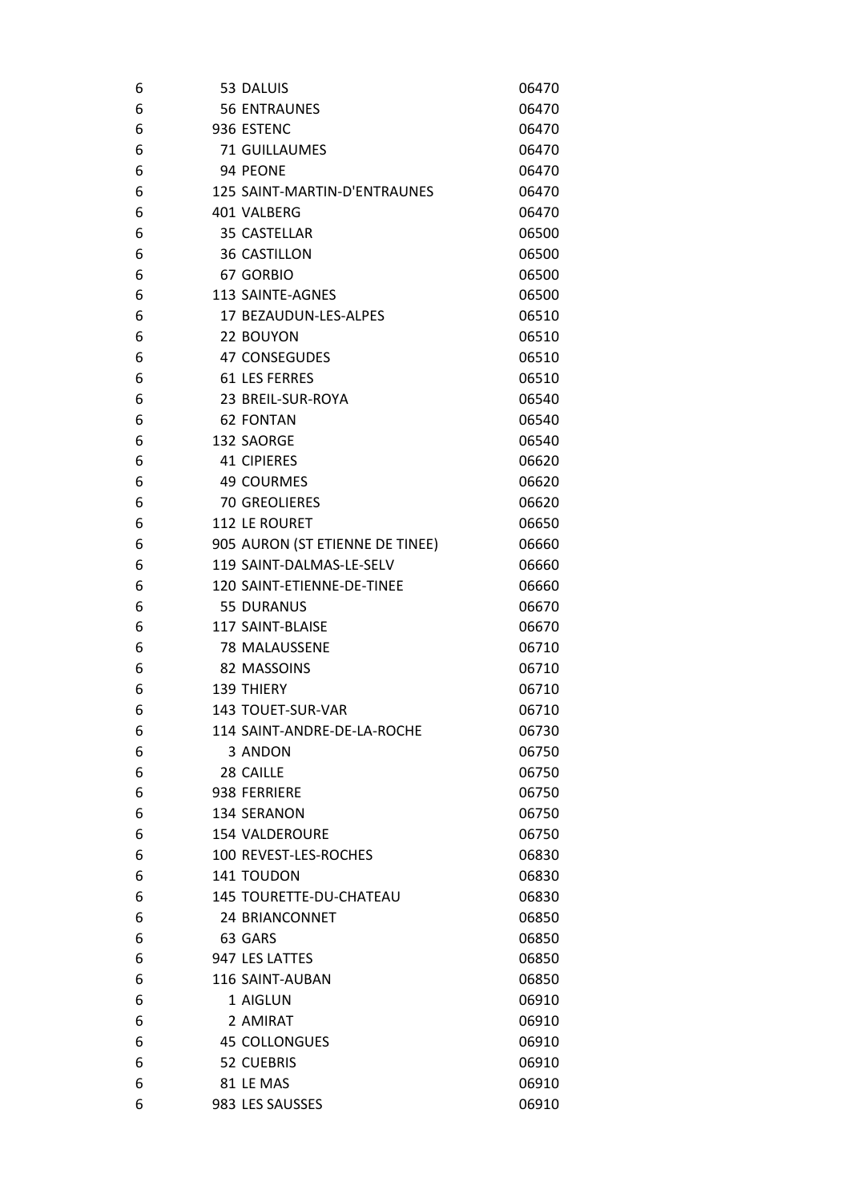| | | |
|---|---|---|
| 6 | 53 DALUIS | 06470 |
| 6 | 56 ENTRAUNES | 06470 |
| 6 | 936 ESTENC | 06470 |
| 6 | 71 GUILLAUMES | 06470 |
| 6 | 94 PEONE | 06470 |
| 6 | 125 SAINT-MARTIN-D'ENTRAUNES | 06470 |
| 6 | 401 VALBERG | 06470 |
| 6 | 35 CASTELLAR | 06500 |
| 6 | 36 CASTILLON | 06500 |
| 6 | 67 GORBIO | 06500 |
| 6 | 113 SAINTE-AGNES | 06500 |
| 6 | 17 BEZAUDUN-LES-ALPES | 06510 |
| 6 | 22 BOUYON | 06510 |
| 6 | 47 CONSEGUDES | 06510 |
| 6 | 61 LES FERRES | 06510 |
| 6 | 23 BREIL-SUR-ROYA | 06540 |
| 6 | 62 FONTAN | 06540 |
| 6 | 132 SAORGE | 06540 |
| 6 | 41 CIPIERES | 06620 |
| 6 | 49 COURMES | 06620 |
| 6 | 70 GREOLIERES | 06620 |
| 6 | 112 LE ROURET | 06650 |
| 6 | 905 AURON (ST ETIENNE DE TINEE) | 06660 |
| 6 | 119 SAINT-DALMAS-LE-SELV | 06660 |
| 6 | 120 SAINT-ETIENNE-DE-TINEE | 06660 |
| 6 | 55 DURANUS | 06670 |
| 6 | 117 SAINT-BLAISE | 06670 |
| 6 | 78 MALAUSSENE | 06710 |
| 6 | 82 MASSOINS | 06710 |
| 6 | 139 THIERY | 06710 |
| 6 | 143 TOUET-SUR-VAR | 06710 |
| 6 | 114 SAINT-ANDRE-DE-LA-ROCHE | 06730 |
| 6 | 3 ANDON | 06750 |
| 6 | 28 CAILLE | 06750 |
| 6 | 938 FERRIERE | 06750 |
| 6 | 134 SERANON | 06750 |
| 6 | 154 VALDEROURE | 06750 |
| 6 | 100 REVEST-LES-ROCHES | 06830 |
| 6 | 141 TOUDON | 06830 |
| 6 | 145 TOURETTE-DU-CHATEAU | 06830 |
| 6 | 24 BRIANCONNET | 06850 |
| 6 | 63 GARS | 06850 |
| 6 | 947 LES LATTES | 06850 |
| 6 | 116 SAINT-AUBAN | 06850 |
| 6 | 1 AIGLUN | 06910 |
| 6 | 2 AMIRAT | 06910 |
| 6 | 45 COLLONGUES | 06910 |
| 6 | 52 CUEBRIS | 06910 |
| 6 | 81 LE MAS | 06910 |
| 6 | 983 LES SAUSSES | 06910 |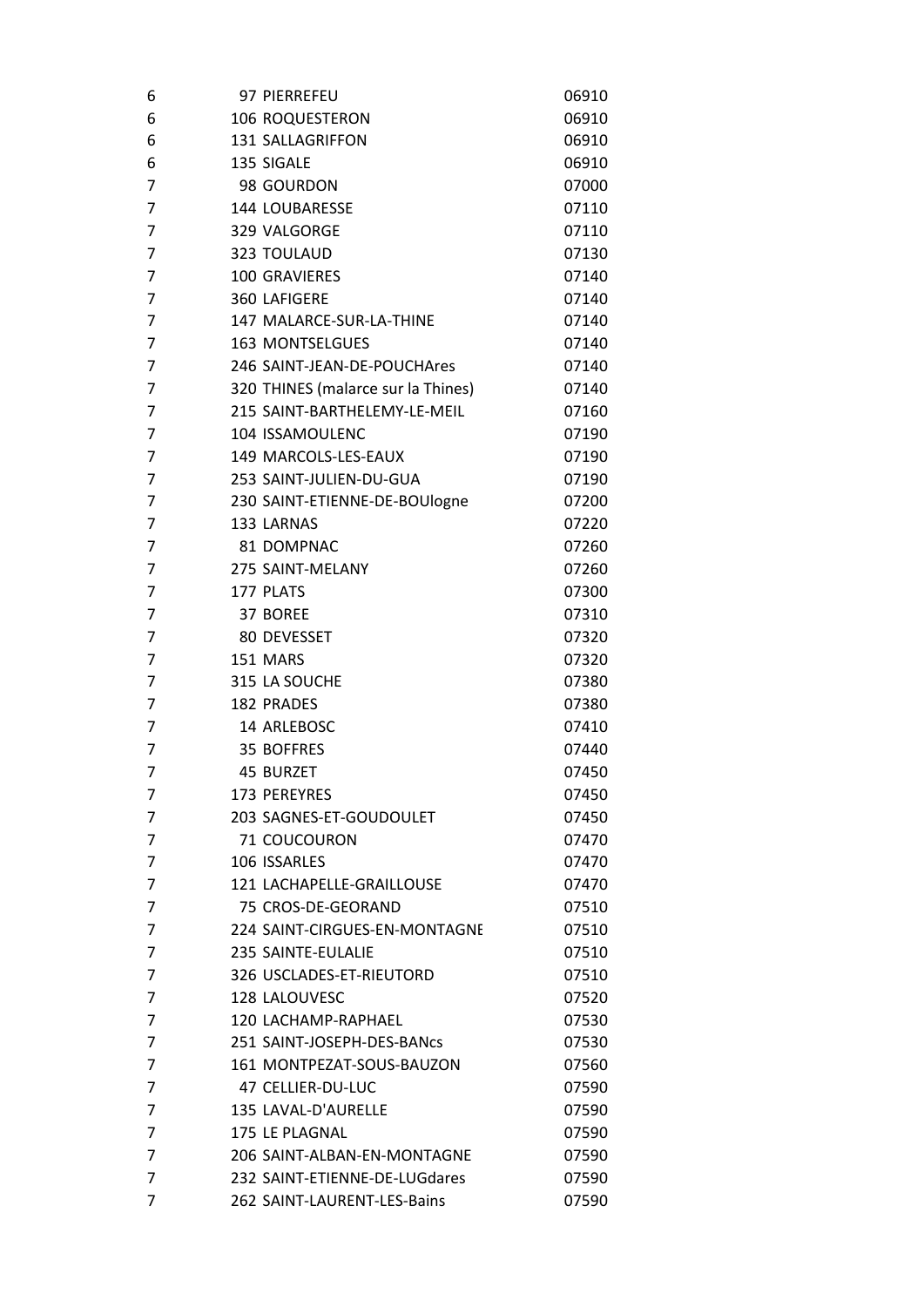| | | | |
|---|---|---|---|
| 6 | 97 | PIERREFEU | 06910 |
| 6 | 106 | ROQUESTERON | 06910 |
| 6 | 131 | SALLAGRIFFON | 06910 |
| 6 | 135 | SIGALE | 06910 |
| 7 | 98 | GOURDON | 07000 |
| 7 | 144 | LOUBARESSE | 07110 |
| 7 | 329 | VALGORGE | 07110 |
| 7 | 323 | TOULAUD | 07130 |
| 7 | 100 | GRAVIERES | 07140 |
| 7 | 360 | LAFIGERE | 07140 |
| 7 | 147 | MALARCE-SUR-LA-THINE | 07140 |
| 7 | 163 | MONTSELGUES | 07140 |
| 7 | 246 | SAINT-JEAN-DE-POUCHAres | 07140 |
| 7 | 320 | THINES (malarce sur la Thines) | 07140 |
| 7 | 215 | SAINT-BARTHELEMY-LE-MEIL | 07160 |
| 7 | 104 | ISSAMOULENC | 07190 |
| 7 | 149 | MARCOLS-LES-EAUX | 07190 |
| 7 | 253 | SAINT-JULIEN-DU-GUA | 07190 |
| 7 | 230 | SAINT-ETIENNE-DE-BOUlogne | 07200 |
| 7 | 133 | LARNAS | 07220 |
| 7 | 81 | DOMPNAC | 07260 |
| 7 | 275 | SAINT-MELANY | 07260 |
| 7 | 177 | PLATS | 07300 |
| 7 | 37 | BOREE | 07310 |
| 7 | 80 | DEVESSET | 07320 |
| 7 | 151 | MARS | 07320 |
| 7 | 315 | LA SOUCHE | 07380 |
| 7 | 182 | PRADES | 07380 |
| 7 | 14 | ARLEBOSC | 07410 |
| 7 | 35 | BOFFRES | 07440 |
| 7 | 45 | BURZET | 07450 |
| 7 | 173 | PEREYRES | 07450 |
| 7 | 203 | SAGNES-ET-GOUDOULET | 07450 |
| 7 | 71 | COUCOURON | 07470 |
| 7 | 106 | ISSARLES | 07470 |
| 7 | 121 | LACHAPELLE-GRAILLOUSE | 07470 |
| 7 | 75 | CROS-DE-GEORAND | 07510 |
| 7 | 224 | SAINT-CIRGUES-EN-MONTAGNE | 07510 |
| 7 | 235 | SAINTE-EULALIE | 07510 |
| 7 | 326 | USCLADES-ET-RIEUTORD | 07510 |
| 7 | 128 | LALOUVESC | 07520 |
| 7 | 120 | LACHAMP-RAPHAEL | 07530 |
| 7 | 251 | SAINT-JOSEPH-DES-BANcs | 07530 |
| 7 | 161 | MONTPEZAT-SOUS-BAUZON | 07560 |
| 7 | 47 | CELLIER-DU-LUC | 07590 |
| 7 | 135 | LAVAL-D'AURELLE | 07590 |
| 7 | 175 | LE PLAGNAL | 07590 |
| 7 | 206 | SAINT-ALBAN-EN-MONTAGNE | 07590 |
| 7 | 232 | SAINT-ETIENNE-DE-LUGdares | 07590 |
| 7 | 262 | SAINT-LAURENT-LES-Bains | 07590 |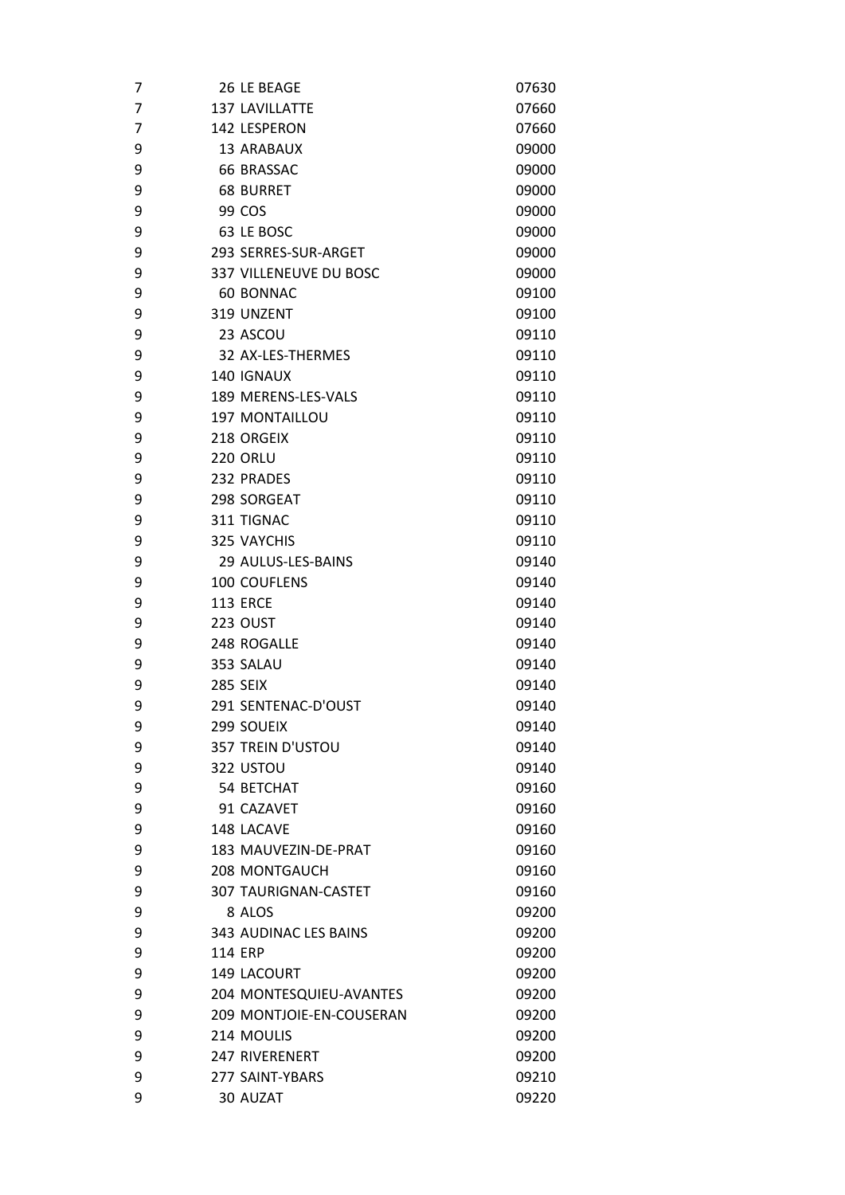| | | | |
|---|---|---|---|
| 7 | 26 | LE BEAGE | 07630 |
| 7 | 137 | LAVILLATTE | 07660 |
| 7 | 142 | LESPERON | 07660 |
| 9 | 13 | ARABAUX | 09000 |
| 9 | 66 | BRASSAC | 09000 |
| 9 | 68 | BURRET | 09000 |
| 9 | 99 | COS | 09000 |
| 9 | 63 | LE BOSC | 09000 |
| 9 | 293 | SERRES-SUR-ARGET | 09000 |
| 9 | 337 | VILLENEUVE DU BOSC | 09000 |
| 9 | 60 | BONNAC | 09100 |
| 9 | 319 | UNZENT | 09100 |
| 9 | 23 | ASCOU | 09110 |
| 9 | 32 | AX-LES-THERMES | 09110 |
| 9 | 140 | IGNAUX | 09110 |
| 9 | 189 | MERENS-LES-VALS | 09110 |
| 9 | 197 | MONTAILLOU | 09110 |
| 9 | 218 | ORGEIX | 09110 |
| 9 | 220 | ORLU | 09110 |
| 9 | 232 | PRADES | 09110 |
| 9 | 298 | SORGEAT | 09110 |
| 9 | 311 | TIGNAC | 09110 |
| 9 | 325 | VAYCHIS | 09110 |
| 9 | 29 | AULUS-LES-BAINS | 09140 |
| 9 | 100 | COUFLENS | 09140 |
| 9 | 113 | ERCE | 09140 |
| 9 | 223 | OUST | 09140 |
| 9 | 248 | ROGALLE | 09140 |
| 9 | 353 | SALAU | 09140 |
| 9 | 285 | SEIX | 09140 |
| 9 | 291 | SENTENAC-D'OUST | 09140 |
| 9 | 299 | SOUEIX | 09140 |
| 9 | 357 | TREIN D'USTOU | 09140 |
| 9 | 322 | USTOU | 09140 |
| 9 | 54 | BETCHAT | 09160 |
| 9 | 91 | CAZAVET | 09160 |
| 9 | 148 | LACAVE | 09160 |
| 9 | 183 | MAUVEZIN-DE-PRAT | 09160 |
| 9 | 208 | MONTGAUCH | 09160 |
| 9 | 307 | TAURIGNAN-CASTET | 09160 |
| 9 | 8 | ALOS | 09200 |
| 9 | 343 | AUDINAC LES BAINS | 09200 |
| 9 | 114 | ERP | 09200 |
| 9 | 149 | LACOURT | 09200 |
| 9 | 204 | MONTESQUIEU-AVANTES | 09200 |
| 9 | 209 | MONTJOIE-EN-COUSERAN | 09200 |
| 9 | 214 | MOULIS | 09200 |
| 9 | 247 | RIVERENERT | 09200 |
| 9 | 277 | SAINT-YBARS | 09210 |
| 9 | 30 | AUZAT | 09220 |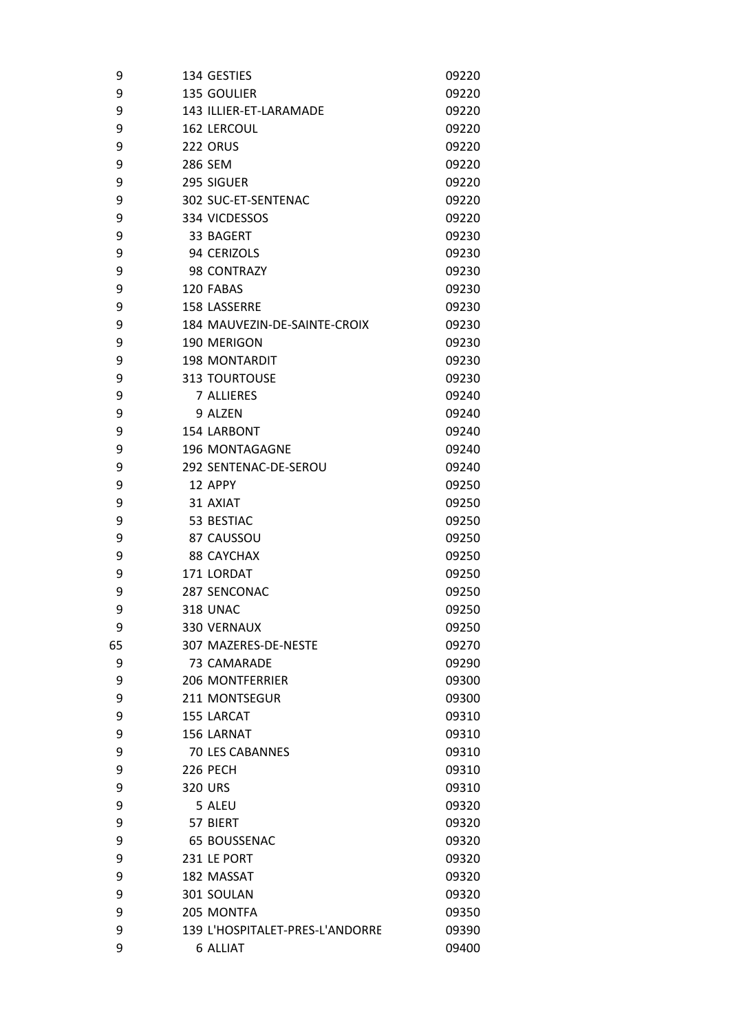| | | |
|---|---|---|
| 9 | 134 GESTIES | 09220 |
| 9 | 135 GOULIER | 09220 |
| 9 | 143 ILLIER-ET-LARAMADE | 09220 |
| 9 | 162 LERCOUL | 09220 |
| 9 | 222 ORUS | 09220 |
| 9 | 286 SEM | 09220 |
| 9 | 295 SIGUER | 09220 |
| 9 | 302 SUC-ET-SENTENAC | 09220 |
| 9 | 334 VICDESSOS | 09220 |
| 9 | 33 BAGERT | 09230 |
| 9 | 94 CERIZOLS | 09230 |
| 9 | 98 CONTRAZY | 09230 |
| 9 | 120 FABAS | 09230 |
| 9 | 158 LASSERRE | 09230 |
| 9 | 184 MAUVEZIN-DE-SAINTE-CROIX | 09230 |
| 9 | 190 MERIGON | 09230 |
| 9 | 198 MONTARDIT | 09230 |
| 9 | 313 TOURTOUSE | 09230 |
| 9 | 7 ALLIERES | 09240 |
| 9 | 9 ALZEN | 09240 |
| 9 | 154 LARBONT | 09240 |
| 9 | 196 MONTAGAGNE | 09240 |
| 9 | 292 SENTENAC-DE-SEROU | 09240 |
| 9 | 12 APPY | 09250 |
| 9 | 31 AXIAT | 09250 |
| 9 | 53 BESTIAC | 09250 |
| 9 | 87 CAUSSOU | 09250 |
| 9 | 88 CAYCHAX | 09250 |
| 9 | 171 LORDAT | 09250 |
| 9 | 287 SENCONAC | 09250 |
| 9 | 318 UNAC | 09250 |
| 9 | 330 VERNAUX | 09250 |
| 65 | 307 MAZERES-DE-NESTE | 09270 |
| 9 | 73 CAMARADE | 09290 |
| 9 | 206 MONTFERRIER | 09300 |
| 9 | 211 MONTSEGUR | 09300 |
| 9 | 155 LARCAT | 09310 |
| 9 | 156 LARNAT | 09310 |
| 9 | 70 LES CABANNES | 09310 |
| 9 | 226 PECH | 09310 |
| 9 | 320 URS | 09310 |
| 9 | 5 ALEU | 09320 |
| 9 | 57 BIERT | 09320 |
| 9 | 65 BOUSSENAC | 09320 |
| 9 | 231 LE PORT | 09320 |
| 9 | 182 MASSAT | 09320 |
| 9 | 301 SOULAN | 09320 |
| 9 | 205 MONTFA | 09350 |
| 9 | 139 L'HOSPITALET-PRES-L'ANDORRE | 09390 |
| 9 | 6 ALLIAT | 09400 |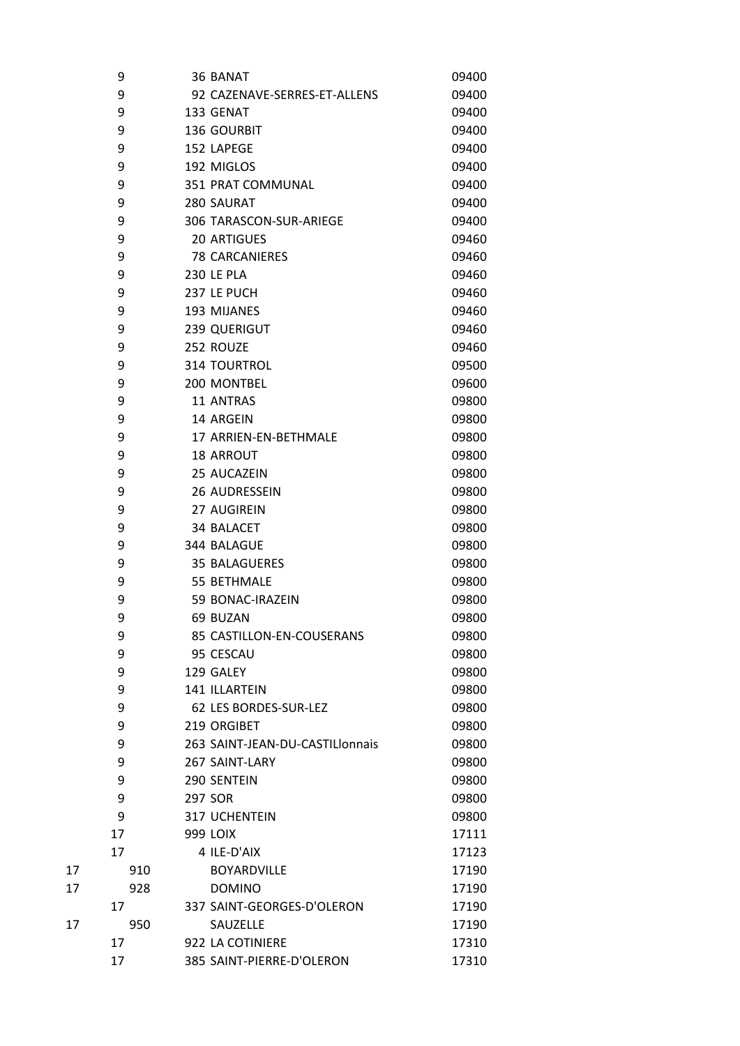| | | | | |
|---|---|---|---|---|
| | 9 | 36 | BANAT | 09400 |
| | 9 | 92 | CAZENAVE-SERRES-ET-ALLENS | 09400 |
| | 9 | 133 | GENAT | 09400 |
| | 9 | 136 | GOURBIT | 09400 |
| | 9 | 152 | LAPEGE | 09400 |
| | 9 | 192 | MIGLOS | 09400 |
| | 9 | 351 | PRAT COMMUNAL | 09400 |
| | 9 | 280 | SAURAT | 09400 |
| | 9 | 306 | TARASCON-SUR-ARIEGE | 09400 |
| | 9 | 20 | ARTIGUES | 09460 |
| | 9 | 78 | CARCANIERES | 09460 |
| | 9 | 230 | LE PLA | 09460 |
| | 9 | 237 | LE PUCH | 09460 |
| | 9 | 193 | MIJANES | 09460 |
| | 9 | 239 | QUERIGUT | 09460 |
| | 9 | 252 | ROUZE | 09460 |
| | 9 | 314 | TOURTROL | 09500 |
| | 9 | 200 | MONTBEL | 09600 |
| | 9 | 11 | ANTRAS | 09800 |
| | 9 | 14 | ARGEIN | 09800 |
| | 9 | 17 | ARRIEN-EN-BETHMALE | 09800 |
| | 9 | 18 | ARROUT | 09800 |
| | 9 | 25 | AUCAZEIN | 09800 |
| | 9 | 26 | AUDRESSEIN | 09800 |
| | 9 | 27 | AUGIREIN | 09800 |
| | 9 | 34 | BALACET | 09800 |
| | 9 | 344 | BALAGUE | 09800 |
| | 9 | 35 | BALAGUERES | 09800 |
| | 9 | 55 | BETHMALE | 09800 |
| | 9 | 59 | BONAC-IRAZEIN | 09800 |
| | 9 | 69 | BUZAN | 09800 |
| | 9 | 85 | CASTILLON-EN-COUSERANS | 09800 |
| | 9 | 95 | CESCAU | 09800 |
| | 9 | 129 | GALEY | 09800 |
| | 9 | 141 | ILLARTEIN | 09800 |
| | 9 | 62 | LES BORDES-SUR-LEZ | 09800 |
| | 9 | 219 | ORGIBET | 09800 |
| | 9 | 263 | SAINT-JEAN-DU-CASTILlonnais | 09800 |
| | 9 | 267 | SAINT-LARY | 09800 |
| | 9 | 290 | SENTEIN | 09800 |
| | 9 | 297 | SOR | 09800 |
| | 9 | 317 | UCHENTEIN | 09800 |
| | 17 | 999 | LOIX | 17111 |
| | 17 | 4 | ILE-D'AIX | 17123 |
| 17 | 910 | | BOYARDVILLE | 17190 |
| 17 | 928 | | DOMINO | 17190 |
| | 17 | 337 | SAINT-GEORGES-D'OLERON | 17190 |
| 17 | 950 | | SAUZELLE | 17190 |
| | 17 | 922 | LA COTINIERE | 17310 |
| | 17 | 385 | SAINT-PIERRE-D'OLERON | 17310 |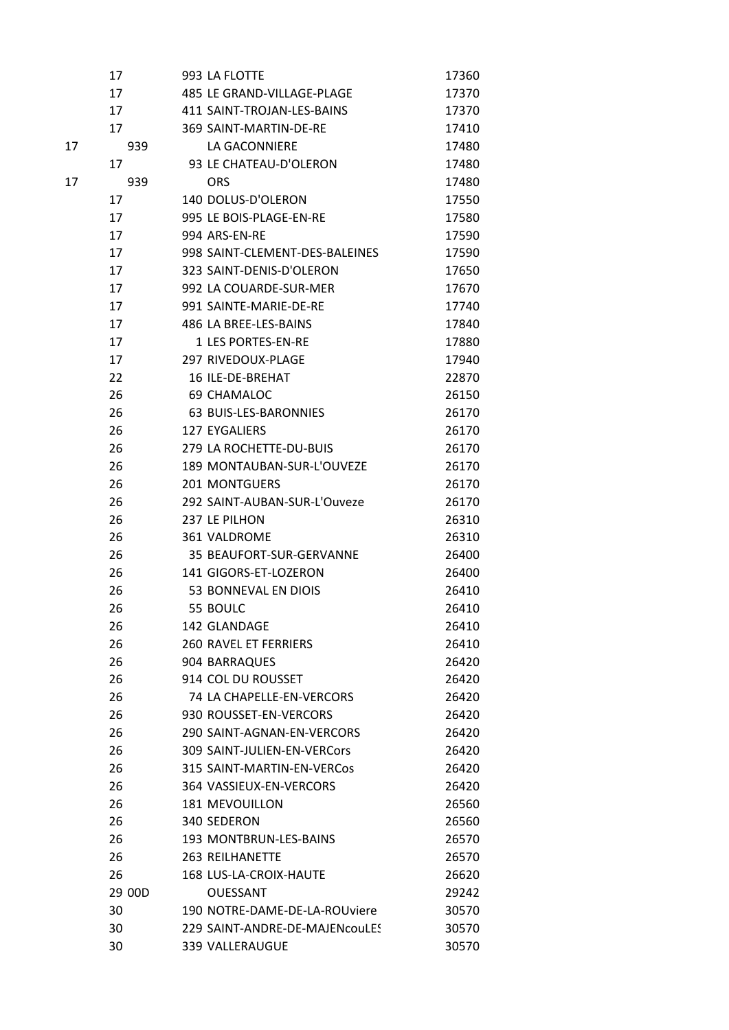| | | | |
|---|---|---|---|
| 17 | 993 | LA FLOTTE | 17360 |
| 17 | 485 | LE GRAND-VILLAGE-PLAGE | 17370 |
| 17 | 411 | SAINT-TROJAN-LES-BAINS | 17370 |
| 17 | 369 | SAINT-MARTIN-DE-RE | 17410 |
| 17 | 939 | LA GACONNIERE | 17480 |
| 17 | 93 | LE CHATEAU-D'OLERON | 17480 |
| 17 | 939 | ORS | 17480 |
| 17 | 140 | DOLUS-D'OLERON | 17550 |
| 17 | 995 | LE BOIS-PLAGE-EN-RE | 17580 |
| 17 | 994 | ARS-EN-RE | 17590 |
| 17 | 998 | SAINT-CLEMENT-DES-BALEINES | 17590 |
| 17 | 323 | SAINT-DENIS-D'OLERON | 17650 |
| 17 | 992 | LA COUARDE-SUR-MER | 17670 |
| 17 | 991 | SAINTE-MARIE-DE-RE | 17740 |
| 17 | 486 | LA BREE-LES-BAINS | 17840 |
| 17 | 1 | LES PORTES-EN-RE | 17880 |
| 17 | 297 | RIVEDOUX-PLAGE | 17940 |
| 22 | 16 | ILE-DE-BREHAT | 22870 |
| 26 | 69 | CHAMALOC | 26150 |
| 26 | 63 | BUIS-LES-BARONNIES | 26170 |
| 26 | 127 | EYGALIERS | 26170 |
| 26 | 279 | LA ROCHETTE-DU-BUIS | 26170 |
| 26 | 189 | MONTAUBAN-SUR-L'OUVEZE | 26170 |
| 26 | 201 | MONTGUERS | 26170 |
| 26 | 292 | SAINT-AUBAN-SUR-L'Ouveze | 26170 |
| 26 | 237 | LE PILHON | 26310 |
| 26 | 361 | VALDROME | 26310 |
| 26 | 35 | BEAUFORT-SUR-GERVANNE | 26400 |
| 26 | 141 | GIGORS-ET-LOZERON | 26400 |
| 26 | 53 | BONNEVAL EN DIOIS | 26410 |
| 26 | 55 | BOULC | 26410 |
| 26 | 142 | GLANDAGE | 26410 |
| 26 | 260 | RAVEL ET FERRIERS | 26410 |
| 26 | 904 | BARRAQUES | 26420 |
| 26 | 914 | COL DU ROUSSET | 26420 |
| 26 | 74 | LA CHAPELLE-EN-VERCORS | 26420 |
| 26 | 930 | ROUSSET-EN-VERCORS | 26420 |
| 26 | 290 | SAINT-AGNAN-EN-VERCORS | 26420 |
| 26 | 309 | SAINT-JULIEN-EN-VERCors | 26420 |
| 26 | 315 | SAINT-MARTIN-EN-VERCos | 26420 |
| 26 | 364 | VASSIEUX-EN-VERCORS | 26420 |
| 26 | 181 | MEVOUILLON | 26560 |
| 26 | 340 | SEDERON | 26560 |
| 26 | 193 | MONTBRUN-LES-BAINS | 26570 |
| 26 | 263 | REILHANETTE | 26570 |
| 26 | 168 | LUS-LA-CROIX-HAUTE | 26620 |
| 29 | 00D | OUESSANT | 29242 |
| 30 | 190 | NOTRE-DAME-DE-LA-ROUviere | 30570 |
| 30 | 229 | SAINT-ANDRE-DE-MAJENcouLES | 30570 |
| 30 | 339 | VALLERAUGUE | 30570 |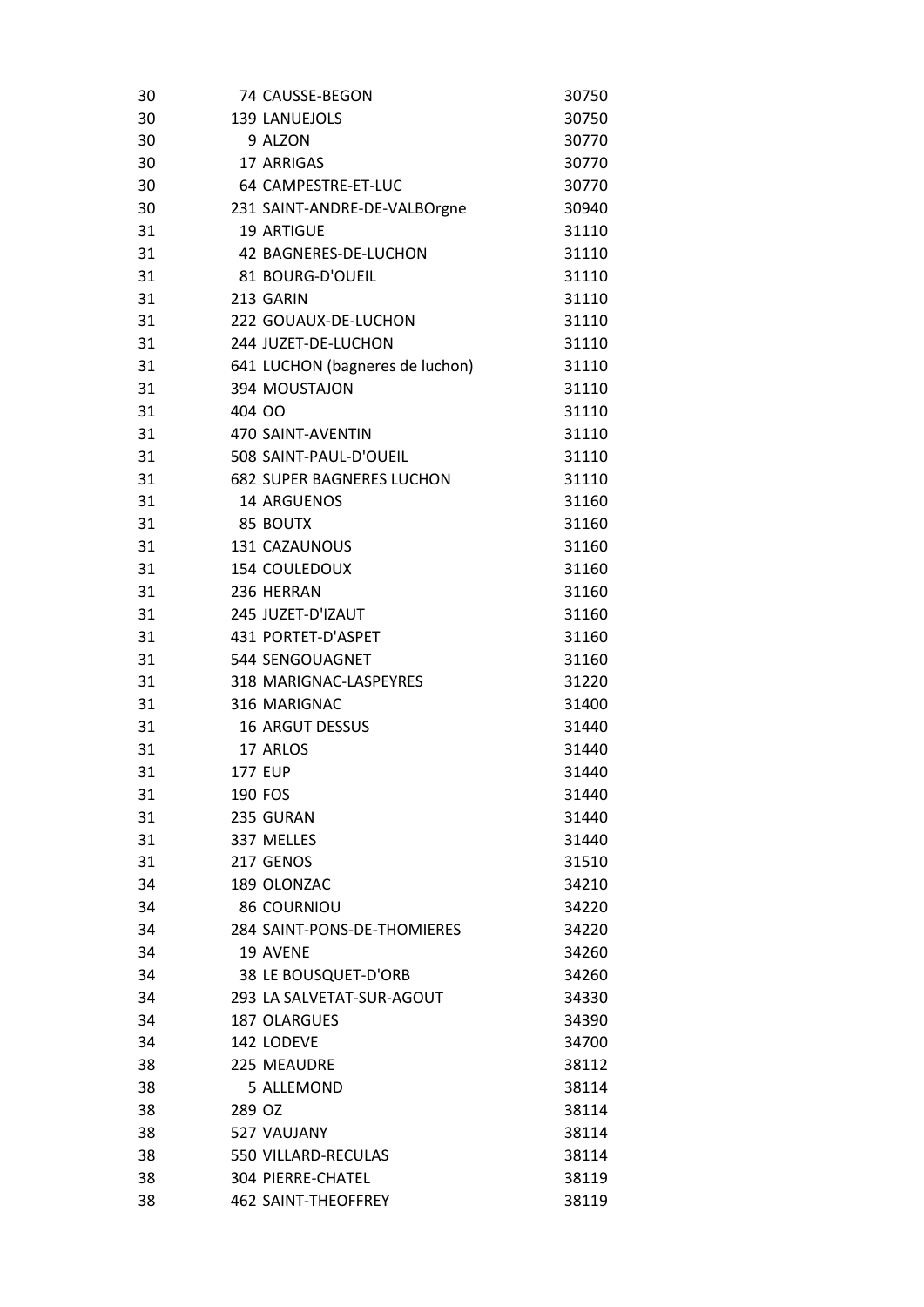| | | | |
|---|---|---|---|
| 30 | 74 | CAUSSE-BEGON | 30750 |
| 30 | 139 | LANUEJOLS | 30750 |
| 30 | 9 | ALZON | 30770 |
| 30 | 17 | ARRIGAS | 30770 |
| 30 | 64 | CAMPESTRE-ET-LUC | 30770 |
| 30 | 231 | SAINT-ANDRE-DE-VALBOrgne | 30940 |
| 31 | 19 | ARTIGUE | 31110 |
| 31 | 42 | BAGNERES-DE-LUCHON | 31110 |
| 31 | 81 | BOURG-D'OUEIL | 31110 |
| 31 | 213 | GARIN | 31110 |
| 31 | 222 | GOUAUX-DE-LUCHON | 31110 |
| 31 | 244 | JUZET-DE-LUCHON | 31110 |
| 31 | 641 | LUCHON (bagneres de luchon) | 31110 |
| 31 | 394 | MOUSTAJON | 31110 |
| 31 | 404 | OO | 31110 |
| 31 | 470 | SAINT-AVENTIN | 31110 |
| 31 | 508 | SAINT-PAUL-D'OUEIL | 31110 |
| 31 | 682 | SUPER BAGNERES LUCHON | 31110 |
| 31 | 14 | ARGUENOS | 31160 |
| 31 | 85 | BOUTX | 31160 |
| 31 | 131 | CAZAUNOUS | 31160 |
| 31 | 154 | COULEDOUX | 31160 |
| 31 | 236 | HERRAN | 31160 |
| 31 | 245 | JUZET-D'IZAUT | 31160 |
| 31 | 431 | PORTET-D'ASPET | 31160 |
| 31 | 544 | SENGOUAGNET | 31160 |
| 31 | 318 | MARIGNAC-LASPEYRES | 31220 |
| 31 | 316 | MARIGNAC | 31400 |
| 31 | 16 | ARGUT DESSUS | 31440 |
| 31 | 17 | ARLOS | 31440 |
| 31 | 177 | EUP | 31440 |
| 31 | 190 | FOS | 31440 |
| 31 | 235 | GURAN | 31440 |
| 31 | 337 | MELLES | 31440 |
| 31 | 217 | GENOS | 31510 |
| 34 | 189 | OLONZAC | 34210 |
| 34 | 86 | COURNIOU | 34220 |
| 34 | 284 | SAINT-PONS-DE-THOMIERES | 34220 |
| 34 | 19 | AVENE | 34260 |
| 34 | 38 | LE BOUSQUET-D'ORB | 34260 |
| 34 | 293 | LA SALVETAT-SUR-AGOUT | 34330 |
| 34 | 187 | OLARGUES | 34390 |
| 34 | 142 | LODEVE | 34700 |
| 38 | 225 | MEAUDRE | 38112 |
| 38 | 5 | ALLEMOND | 38114 |
| 38 | 289 | OZ | 38114 |
| 38 | 527 | VAUJANY | 38114 |
| 38 | 550 | VILLARD-RECULAS | 38114 |
| 38 | 304 | PIERRE-CHATEL | 38119 |
| 38 | 462 | SAINT-THEOFFREY | 38119 |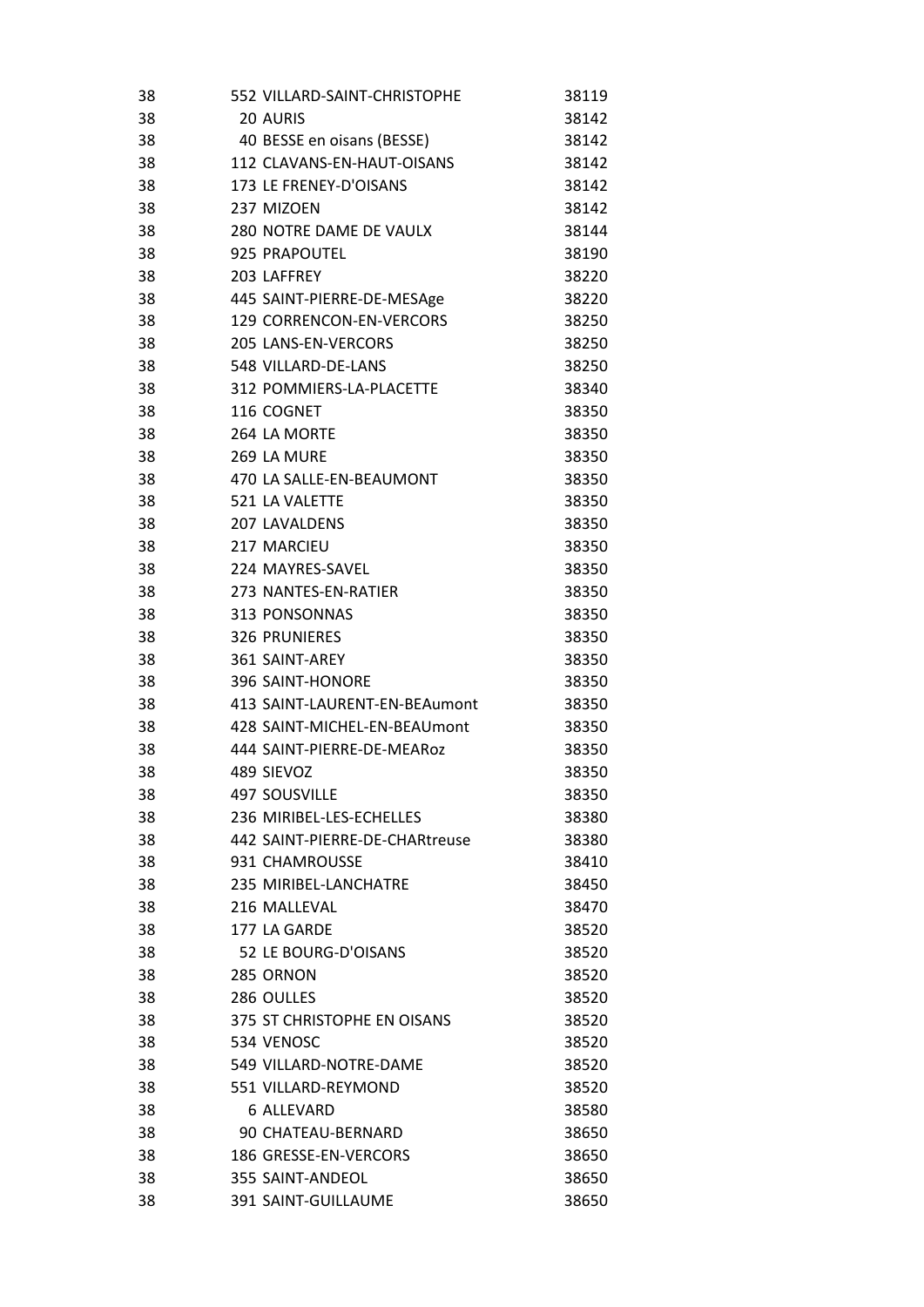| | | | |
|---|---|---|---|
| 38 | 552 | VILLARD-SAINT-CHRISTOPHE | 38119 |
| 38 | 20 | AURIS | 38142 |
| 38 | 40 | BESSE en oisans (BESSE) | 38142 |
| 38 | 112 | CLAVANS-EN-HAUT-OISANS | 38142 |
| 38 | 173 | LE FRENEY-D'OISANS | 38142 |
| 38 | 237 | MIZOEN | 38142 |
| 38 | 280 | NOTRE DAME DE VAULX | 38144 |
| 38 | 925 | PRAPOUTEL | 38190 |
| 38 | 203 | LAFFREY | 38220 |
| 38 | 445 | SAINT-PIERRE-DE-MESAge | 38220 |
| 38 | 129 | CORRENCON-EN-VERCORS | 38250 |
| 38 | 205 | LANS-EN-VERCORS | 38250 |
| 38 | 548 | VILLARD-DE-LANS | 38250 |
| 38 | 312 | POMMIERS-LA-PLACETTE | 38340 |
| 38 | 116 | COGNET | 38350 |
| 38 | 264 | LA MORTE | 38350 |
| 38 | 269 | LA MURE | 38350 |
| 38 | 470 | LA SALLE-EN-BEAUMONT | 38350 |
| 38 | 521 | LA VALETTE | 38350 |
| 38 | 207 | LAVALDENS | 38350 |
| 38 | 217 | MARCIEU | 38350 |
| 38 | 224 | MAYRES-SAVEL | 38350 |
| 38 | 273 | NANTES-EN-RATIER | 38350 |
| 38 | 313 | PONSONNAS | 38350 |
| 38 | 326 | PRUNIERES | 38350 |
| 38 | 361 | SAINT-AREY | 38350 |
| 38 | 396 | SAINT-HONORE | 38350 |
| 38 | 413 | SAINT-LAURENT-EN-BEAumont | 38350 |
| 38 | 428 | SAINT-MICHEL-EN-BEAUmont | 38350 |
| 38 | 444 | SAINT-PIERRE-DE-MEARoz | 38350 |
| 38 | 489 | SIEVOZ | 38350 |
| 38 | 497 | SOUSVILLE | 38350 |
| 38 | 236 | MIRIBEL-LES-ECHELLES | 38380 |
| 38 | 442 | SAINT-PIERRE-DE-CHARtreuse | 38380 |
| 38 | 931 | CHAMROUSSE | 38410 |
| 38 | 235 | MIRIBEL-LANCHATRE | 38450 |
| 38 | 216 | MALLEVAL | 38470 |
| 38 | 177 | LA GARDE | 38520 |
| 38 | 52 | LE BOURG-D'OISANS | 38520 |
| 38 | 285 | ORNON | 38520 |
| 38 | 286 | OULLES | 38520 |
| 38 | 375 | ST CHRISTOPHE EN OISANS | 38520 |
| 38 | 534 | VENOSC | 38520 |
| 38 | 549 | VILLARD-NOTRE-DAME | 38520 |
| 38 | 551 | VILLARD-REYMOND | 38520 |
| 38 | 6 | ALLEVARD | 38580 |
| 38 | 90 | CHATEAU-BERNARD | 38650 |
| 38 | 186 | GRESSE-EN-VERCORS | 38650 |
| 38 | 355 | SAINT-ANDEOL | 38650 |
| 38 | 391 | SAINT-GUILLAUME | 38650 |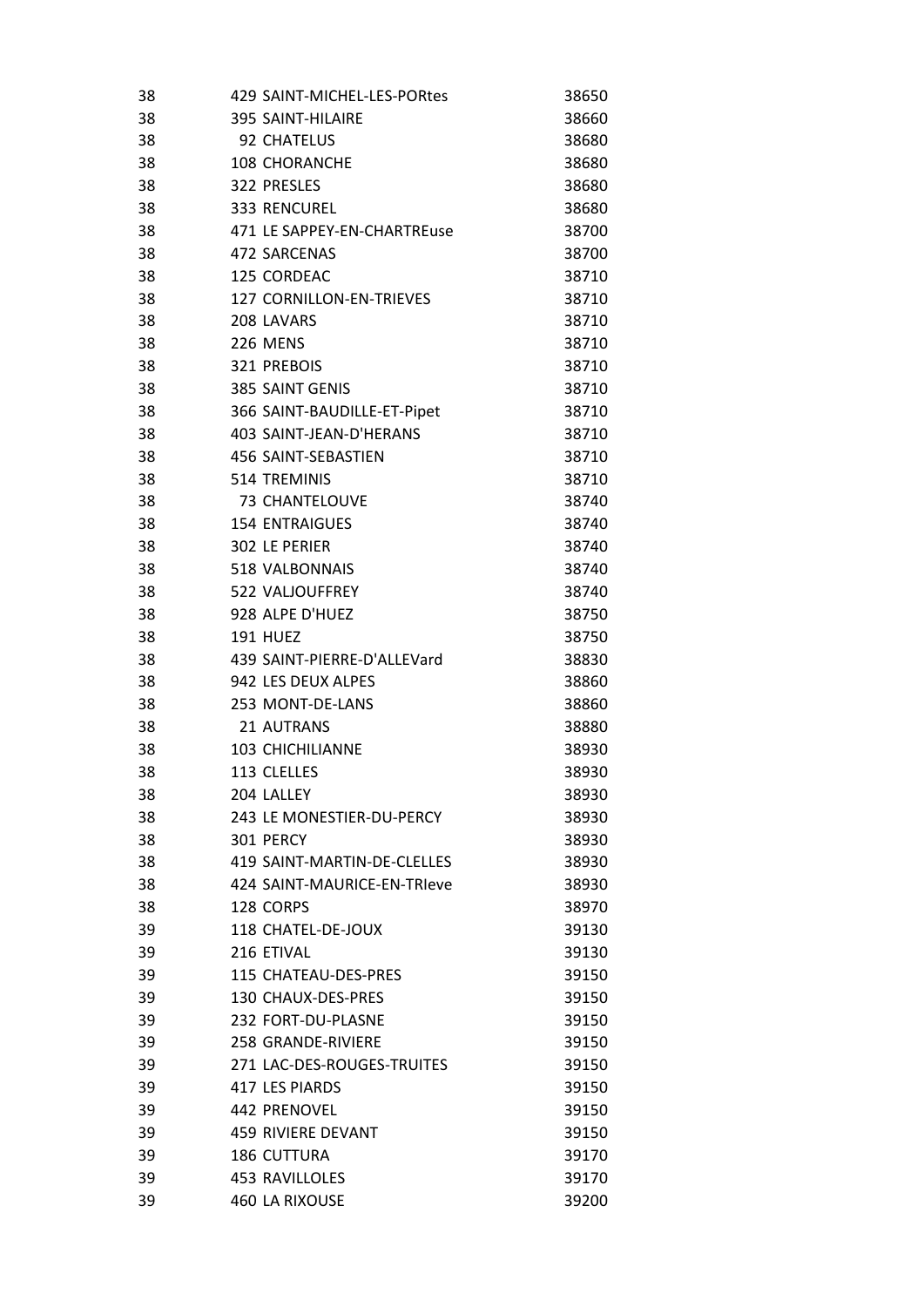| | | | |
|---|---|---|---|
| 38 | 429 | SAINT-MICHEL-LES-PORtes | 38650 |
| 38 | 395 | SAINT-HILAIRE | 38660 |
| 38 | 92 | CHATELUS | 38680 |
| 38 | 108 | CHORANCHE | 38680 |
| 38 | 322 | PRESLES | 38680 |
| 38 | 333 | RENCUREL | 38680 |
| 38 | 471 | LE SAPPEY-EN-CHARTREuse | 38700 |
| 38 | 472 | SARCENAS | 38700 |
| 38 | 125 | CORDEAC | 38710 |
| 38 | 127 | CORNILLON-EN-TRIEVES | 38710 |
| 38 | 208 | LAVARS | 38710 |
| 38 | 226 | MENS | 38710 |
| 38 | 321 | PREBOIS | 38710 |
| 38 | 385 | SAINT GENIS | 38710 |
| 38 | 366 | SAINT-BAUDILLE-ET-Pipet | 38710 |
| 38 | 403 | SAINT-JEAN-D'HERANS | 38710 |
| 38 | 456 | SAINT-SEBASTIEN | 38710 |
| 38 | 514 | TREMINIS | 38710 |
| 38 | 73 | CHANTELOUVE | 38740 |
| 38 | 154 | ENTRAIGUES | 38740 |
| 38 | 302 | LE PERIER | 38740 |
| 38 | 518 | VALBONNAIS | 38740 |
| 38 | 522 | VALJOUFFREY | 38740 |
| 38 | 928 | ALPE D'HUEZ | 38750 |
| 38 | 191 | HUEZ | 38750 |
| 38 | 439 | SAINT-PIERRE-D'ALLEVard | 38830 |
| 38 | 942 | LES DEUX ALPES | 38860 |
| 38 | 253 | MONT-DE-LANS | 38860 |
| 38 | 21 | AUTRANS | 38880 |
| 38 | 103 | CHICHILIANNE | 38930 |
| 38 | 113 | CLELLES | 38930 |
| 38 | 204 | LALLEY | 38930 |
| 38 | 243 | LE MONESTIER-DU-PERCY | 38930 |
| 38 | 301 | PERCY | 38930 |
| 38 | 419 | SAINT-MARTIN-DE-CLELLES | 38930 |
| 38 | 424 | SAINT-MAURICE-EN-TRIeve | 38930 |
| 38 | 128 | CORPS | 38970 |
| 39 | 118 | CHATEL-DE-JOUX | 39130 |
| 39 | 216 | ETIVAL | 39130 |
| 39 | 115 | CHATEAU-DES-PRES | 39150 |
| 39 | 130 | CHAUX-DES-PRES | 39150 |
| 39 | 232 | FORT-DU-PLASNE | 39150 |
| 39 | 258 | GRANDE-RIVIERE | 39150 |
| 39 | 271 | LAC-DES-ROUGES-TRUITES | 39150 |
| 39 | 417 | LES PIARDS | 39150 |
| 39 | 442 | PRENOVEL | 39150 |
| 39 | 459 | RIVIERE DEVANT | 39150 |
| 39 | 186 | CUTTURA | 39170 |
| 39 | 453 | RAVILLOLES | 39170 |
| 39 | 460 | LA RIXOUSE | 39200 |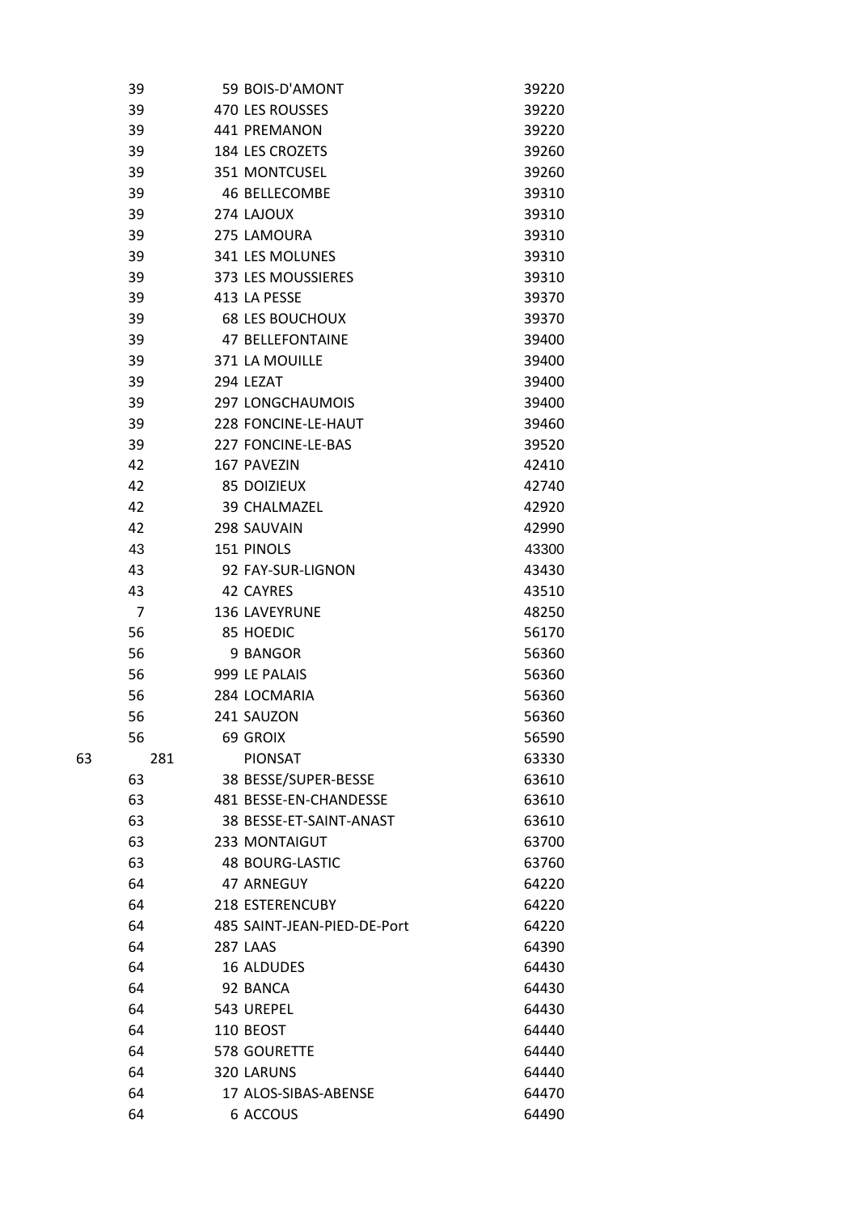| | | | |
|---|---|---|---|
| 39 | 59 | BOIS-D'AMONT | 39220 |
| 39 | 470 | LES ROUSSES | 39220 |
| 39 | 441 | PREMANON | 39220 |
| 39 | 184 | LES CROZETS | 39260 |
| 39 | 351 | MONTCUSEL | 39260 |
| 39 | 46 | BELLECOMBE | 39310 |
| 39 | 274 | LAJOUX | 39310 |
| 39 | 275 | LAMOURA | 39310 |
| 39 | 341 | LES MOLUNES | 39310 |
| 39 | 373 | LES MOUSSIERES | 39310 |
| 39 | 413 | LA PESSE | 39370 |
| 39 | 68 | LES BOUCHOUX | 39370 |
| 39 | 47 | BELLEFONTAINE | 39400 |
| 39 | 371 | LA MOUILLE | 39400 |
| 39 | 294 | LEZAT | 39400 |
| 39 | 297 | LONGCHAUMOIS | 39400 |
| 39 | 228 | FONCINE-LE-HAUT | 39460 |
| 39 | 227 | FONCINE-LE-BAS | 39520 |
| 42 | 167 | PAVEZIN | 42410 |
| 42 | 85 | DOIZIEUX | 42740 |
| 42 | 39 | CHALMAZEL | 42920 |
| 42 | 298 | SAUVAIN | 42990 |
| 43 | 151 | PINOLS | 43300 |
| 43 | 92 | FAY-SUR-LIGNON | 43430 |
| 43 | 42 | CAYRES | 43510 |
| 7 | 136 | LAVEYRUNE | 48250 |
| 56 | 85 | HOEDIC | 56170 |
| 56 | 9 | BANGOR | 56360 |
| 56 | 999 | LE PALAIS | 56360 |
| 56 | 284 | LOCMARIA | 56360 |
| 56 | 241 | SAUZON | 56360 |
| 56 | 69 | GROIX | 56590 |
| 63 | 281 | PIONSAT | 63330 |
| 63 | 38 | BESSE/SUPER-BESSE | 63610 |
| 63 | 481 | BESSE-EN-CHANDESSE | 63610 |
| 63 | 38 | BESSE-ET-SAINT-ANAST | 63610 |
| 63 | 233 | MONTAIGUT | 63700 |
| 63 | 48 | BOURG-LASTIC | 63760 |
| 64 | 47 | ARNEGUY | 64220 |
| 64 | 218 | ESTERENCUBY | 64220 |
| 64 | 485 | SAINT-JEAN-PIED-DE-Port | 64220 |
| 64 | 287 | LAAS | 64390 |
| 64 | 16 | ALDUDES | 64430 |
| 64 | 92 | BANCA | 64430 |
| 64 | 543 | UREPEL | 64430 |
| 64 | 110 | BEOST | 64440 |
| 64 | 578 | GOURETTE | 64440 |
| 64 | 320 | LARUNS | 64440 |
| 64 | 17 | ALOS-SIBAS-ABENSE | 64470 |
| 64 | 6 | ACCOUS | 64490 |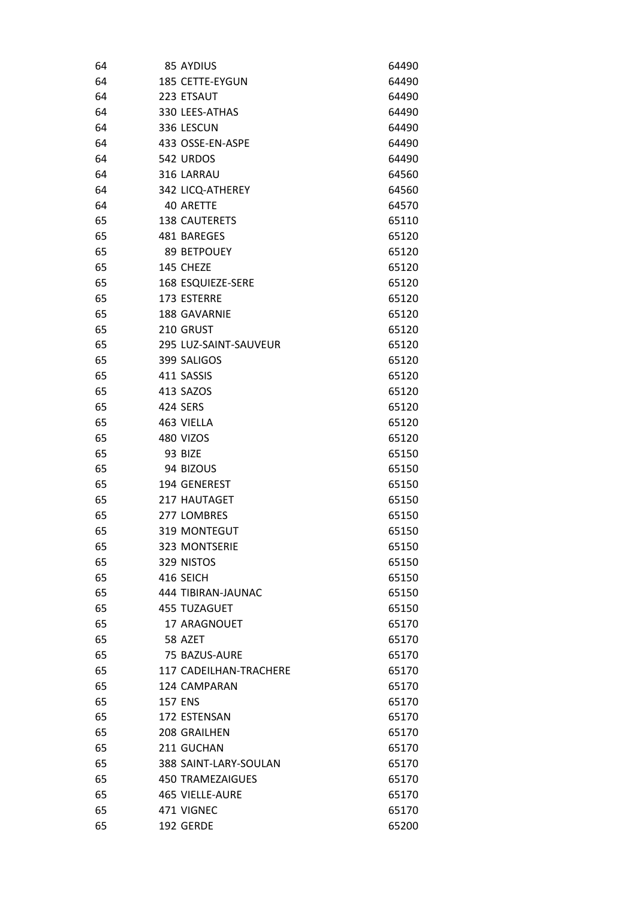| | | |
|---|---|---|
| 64 | 85 AYDIUS | 64490 |
| 64 | 185 CETTE-EYGUN | 64490 |
| 64 | 223 ETSAUT | 64490 |
| 64 | 330 LEES-ATHAS | 64490 |
| 64 | 336 LESCUN | 64490 |
| 64 | 433 OSSE-EN-ASPE | 64490 |
| 64 | 542 URDOS | 64490 |
| 64 | 316 LARRAU | 64560 |
| 64 | 342 LICQ-ATHEREY | 64560 |
| 64 | 40 ARETTE | 64570 |
| 65 | 138 CAUTERETS | 65110 |
| 65 | 481 BAREGES | 65120 |
| 65 | 89 BETPOUEY | 65120 |
| 65 | 145 CHEZE | 65120 |
| 65 | 168 ESQUIEZE-SERE | 65120 |
| 65 | 173 ESTERRE | 65120 |
| 65 | 188 GAVARNIE | 65120 |
| 65 | 210 GRUST | 65120 |
| 65 | 295 LUZ-SAINT-SAUVEUR | 65120 |
| 65 | 399 SALIGOS | 65120 |
| 65 | 411 SASSIS | 65120 |
| 65 | 413 SAZOS | 65120 |
| 65 | 424 SERS | 65120 |
| 65 | 463 VIELLA | 65120 |
| 65 | 480 VIZOS | 65120 |
| 65 | 93 BIZE | 65150 |
| 65 | 94 BIZOUS | 65150 |
| 65 | 194 GENEREST | 65150 |
| 65 | 217 HAUTAGET | 65150 |
| 65 | 277 LOMBRES | 65150 |
| 65 | 319 MONTEGUT | 65150 |
| 65 | 323 MONTSERIE | 65150 |
| 65 | 329 NISTOS | 65150 |
| 65 | 416 SEICH | 65150 |
| 65 | 444 TIBIRAN-JAUNAC | 65150 |
| 65 | 455 TUZAGUET | 65150 |
| 65 | 17 ARAGNOUET | 65170 |
| 65 | 58 AZET | 65170 |
| 65 | 75 BAZUS-AURE | 65170 |
| 65 | 117 CADEILHAN-TRACHERE | 65170 |
| 65 | 124 CAMPARAN | 65170 |
| 65 | 157 ENS | 65170 |
| 65 | 172 ESTENSAN | 65170 |
| 65 | 208 GRAILHEN | 65170 |
| 65 | 211 GUCHAN | 65170 |
| 65 | 388 SAINT-LARY-SOULAN | 65170 |
| 65 | 450 TRAMEZAIGUES | 65170 |
| 65 | 465 VIELLE-AURE | 65170 |
| 65 | 471 VIGNEC | 65170 |
| 65 | 192 GERDE | 65200 |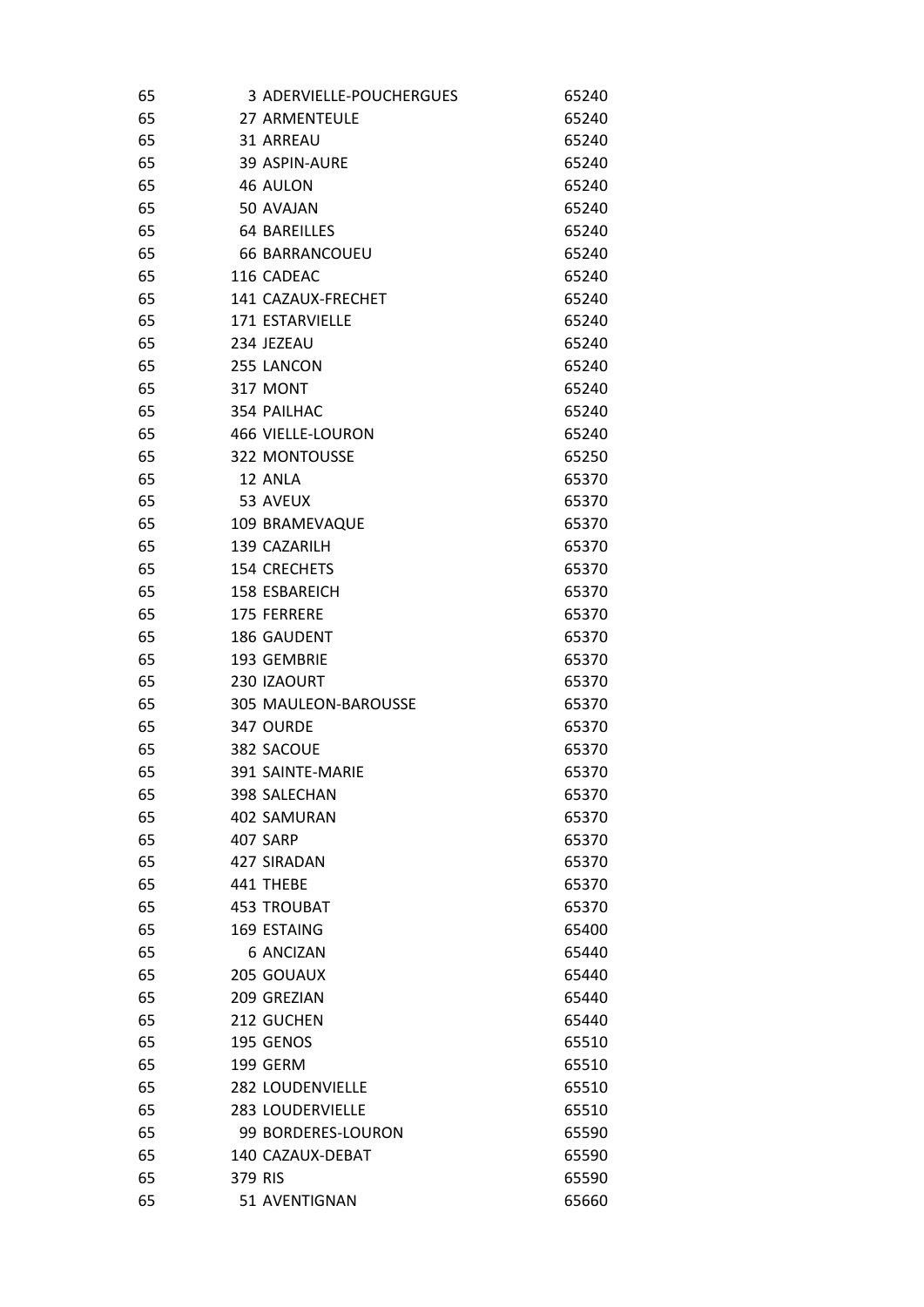| | | | |
|---|---|---|---|
| 65 | 3 | ADERVIELLE-POUCHERGUES | 65240 |
| 65 | 27 | ARMENTEULE | 65240 |
| 65 | 31 | ARREAU | 65240 |
| 65 | 39 | ASPIN-AURE | 65240 |
| 65 | 46 | AULON | 65240 |
| 65 | 50 | AVAJAN | 65240 |
| 65 | 64 | BAREILLES | 65240 |
| 65 | 66 | BARRANCOUEU | 65240 |
| 65 | 116 | CADEAC | 65240 |
| 65 | 141 | CAZAUX-FRECHET | 65240 |
| 65 | 171 | ESTARVIELLE | 65240 |
| 65 | 234 | JEZEAU | 65240 |
| 65 | 255 | LANCON | 65240 |
| 65 | 317 | MONT | 65240 |
| 65 | 354 | PAILHAC | 65240 |
| 65 | 466 | VIELLE-LOURON | 65240 |
| 65 | 322 | MONTOUSSE | 65250 |
| 65 | 12 | ANLA | 65370 |
| 65 | 53 | AVEUX | 65370 |
| 65 | 109 | BRAMEVAQUE | 65370 |
| 65 | 139 | CAZARILH | 65370 |
| 65 | 154 | CRECHETS | 65370 |
| 65 | 158 | ESBAREICH | 65370 |
| 65 | 175 | FERRERE | 65370 |
| 65 | 186 | GAUDENT | 65370 |
| 65 | 193 | GEMBRIE | 65370 |
| 65 | 230 | IZAOURT | 65370 |
| 65 | 305 | MAULEON-BAROUSSE | 65370 |
| 65 | 347 | OURDE | 65370 |
| 65 | 382 | SACOUE | 65370 |
| 65 | 391 | SAINTE-MARIE | 65370 |
| 65 | 398 | SALECHAN | 65370 |
| 65 | 402 | SAMURAN | 65370 |
| 65 | 407 | SARP | 65370 |
| 65 | 427 | SIRADAN | 65370 |
| 65 | 441 | THEBE | 65370 |
| 65 | 453 | TROUBAT | 65370 |
| 65 | 169 | ESTAING | 65400 |
| 65 | 6 | ANCIZAN | 65440 |
| 65 | 205 | GOUAUX | 65440 |
| 65 | 209 | GREZIAN | 65440 |
| 65 | 212 | GUCHEN | 65440 |
| 65 | 195 | GENOS | 65510 |
| 65 | 199 | GERM | 65510 |
| 65 | 282 | LOUDENVIELLE | 65510 |
| 65 | 283 | LOUDERVIELLE | 65510 |
| 65 | 99 | BORDERES-LOURON | 65590 |
| 65 | 140 | CAZAUX-DEBAT | 65590 |
| 65 | 379 | RIS | 65590 |
| 65 | 51 | AVENTIGNAN | 65660 |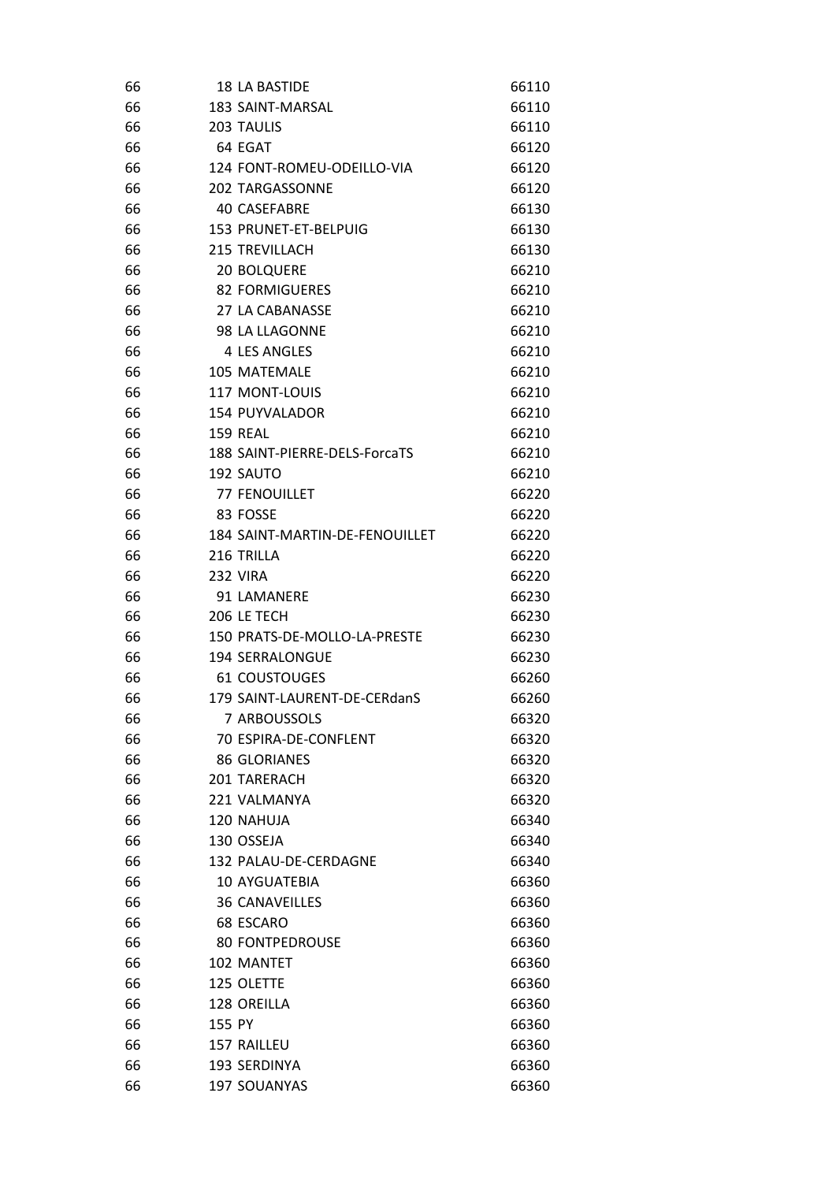| | | |
|---|---|---|
| 66 | 18 LA BASTIDE | 66110 |
| 66 | 183 SAINT-MARSAL | 66110 |
| 66 | 203 TAULIS | 66110 |
| 66 | 64 EGAT | 66120 |
| 66 | 124 FONT-ROMEU-ODEILLO-VIA | 66120 |
| 66 | 202 TARGASSONNE | 66120 |
| 66 | 40 CASEFABRE | 66130 |
| 66 | 153 PRUNET-ET-BELPUIG | 66130 |
| 66 | 215 TREVILLACH | 66130 |
| 66 | 20 BOLQUERE | 66210 |
| 66 | 82 FORMIGUERES | 66210 |
| 66 | 27 LA CABANASSE | 66210 |
| 66 | 98 LA LLAGONNE | 66210 |
| 66 | 4 LES ANGLES | 66210 |
| 66 | 105 MATEMALE | 66210 |
| 66 | 117 MONT-LOUIS | 66210 |
| 66 | 154 PUYVALADOR | 66210 |
| 66 | 159 REAL | 66210 |
| 66 | 188 SAINT-PIERRE-DELS-ForcaTS | 66210 |
| 66 | 192 SAUTO | 66210 |
| 66 | 77 FENOUILLET | 66220 |
| 66 | 83 FOSSE | 66220 |
| 66 | 184 SAINT-MARTIN-DE-FENOUILLET | 66220 |
| 66 | 216 TRILLA | 66220 |
| 66 | 232 VIRA | 66220 |
| 66 | 91 LAMANERE | 66230 |
| 66 | 206 LE TECH | 66230 |
| 66 | 150 PRATS-DE-MOLLO-LA-PRESTE | 66230 |
| 66 | 194 SERRALONGUE | 66230 |
| 66 | 61 COUSTOUGES | 66260 |
| 66 | 179 SAINT-LAURENT-DE-CERdanS | 66260 |
| 66 | 7 ARBOUSSOLS | 66320 |
| 66 | 70 ESPIRA-DE-CONFLENT | 66320 |
| 66 | 86 GLORIANES | 66320 |
| 66 | 201 TARERACH | 66320 |
| 66 | 221 VALMANYA | 66320 |
| 66 | 120 NAHUJA | 66340 |
| 66 | 130 OSSEJA | 66340 |
| 66 | 132 PALAU-DE-CERDAGNE | 66340 |
| 66 | 10 AYGUATEBIA | 66360 |
| 66 | 36 CANAVEILLES | 66360 |
| 66 | 68 ESCARO | 66360 |
| 66 | 80 FONTPEDROUSE | 66360 |
| 66 | 102 MANTET | 66360 |
| 66 | 125 OLETTE | 66360 |
| 66 | 128 OREILLA | 66360 |
| 66 | 155 PY | 66360 |
| 66 | 157 RAILLEU | 66360 |
| 66 | 193 SERDINYA | 66360 |
| 66 | 197 SOUANYAS | 66360 |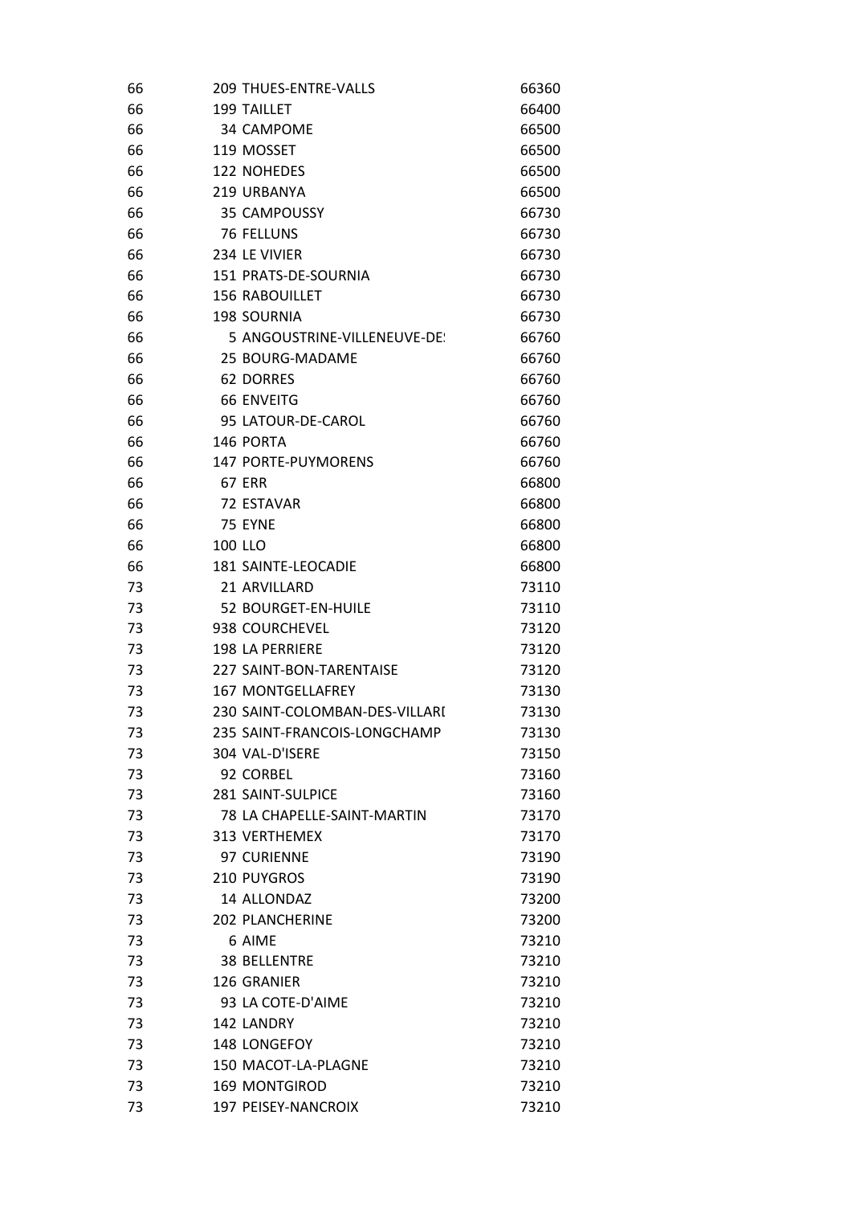| | | | |
|---|---|---|---|
| 66 | 209 | THUES-ENTRE-VALLS | 66360 |
| 66 | 199 | TAILLET | 66400 |
| 66 | 34 | CAMPOME | 66500 |
| 66 | 119 | MOSSET | 66500 |
| 66 | 122 | NOHEDES | 66500 |
| 66 | 219 | URBANYA | 66500 |
| 66 | 35 | CAMPOUSSY | 66730 |
| 66 | 76 | FELLUNS | 66730 |
| 66 | 234 | LE VIVIER | 66730 |
| 66 | 151 | PRATS-DE-SOURNIA | 66730 |
| 66 | 156 | RABOUILLET | 66730 |
| 66 | 198 | SOURNIA | 66730 |
| 66 | 5 | ANGOUSTRINE-VILLENEUVE-DE! | 66760 |
| 66 | 25 | BOURG-MADAME | 66760 |
| 66 | 62 | DORRES | 66760 |
| 66 | 66 | ENVEITG | 66760 |
| 66 | 95 | LATOUR-DE-CAROL | 66760 |
| 66 | 146 | PORTA | 66760 |
| 66 | 147 | PORTE-PUYMORENS | 66760 |
| 66 | 67 | ERR | 66800 |
| 66 | 72 | ESTAVAR | 66800 |
| 66 | 75 | EYNE | 66800 |
| 66 | 100 | LLO | 66800 |
| 66 | 181 | SAINTE-LEOCADIE | 66800 |
| 73 | 21 | ARVILLARD | 73110 |
| 73 | 52 | BOURGET-EN-HUILE | 73110 |
| 73 | 938 | COURCHEVEL | 73120 |
| 73 | 198 | LA PERRIERE | 73120 |
| 73 | 227 | SAINT-BON-TARENTAISE | 73120 |
| 73 | 167 | MONTGELLAFREY | 73130 |
| 73 | 230 | SAINT-COLOMBAN-DES-VILLARI | 73130 |
| 73 | 235 | SAINT-FRANCOIS-LONGCHAMP | 73130 |
| 73 | 304 | VAL-D'ISERE | 73150 |
| 73 | 92 | CORBEL | 73160 |
| 73 | 281 | SAINT-SULPICE | 73160 |
| 73 | 78 | LA CHAPELLE-SAINT-MARTIN | 73170 |
| 73 | 313 | VERTHEMEX | 73170 |
| 73 | 97 | CURIENNE | 73190 |
| 73 | 210 | PUYGROS | 73190 |
| 73 | 14 | ALLONDAZ | 73200 |
| 73 | 202 | PLANCHERINE | 73200 |
| 73 | 6 | AIME | 73210 |
| 73 | 38 | BELLENTRE | 73210 |
| 73 | 126 | GRANIER | 73210 |
| 73 | 93 | LA COTE-D'AIME | 73210 |
| 73 | 142 | LANDRY | 73210 |
| 73 | 148 | LONGEFOY | 73210 |
| 73 | 150 | MACOT-LA-PLAGNE | 73210 |
| 73 | 169 | MONTGIROD | 73210 |
| 73 | 197 | PEISEY-NANCROIX | 73210 |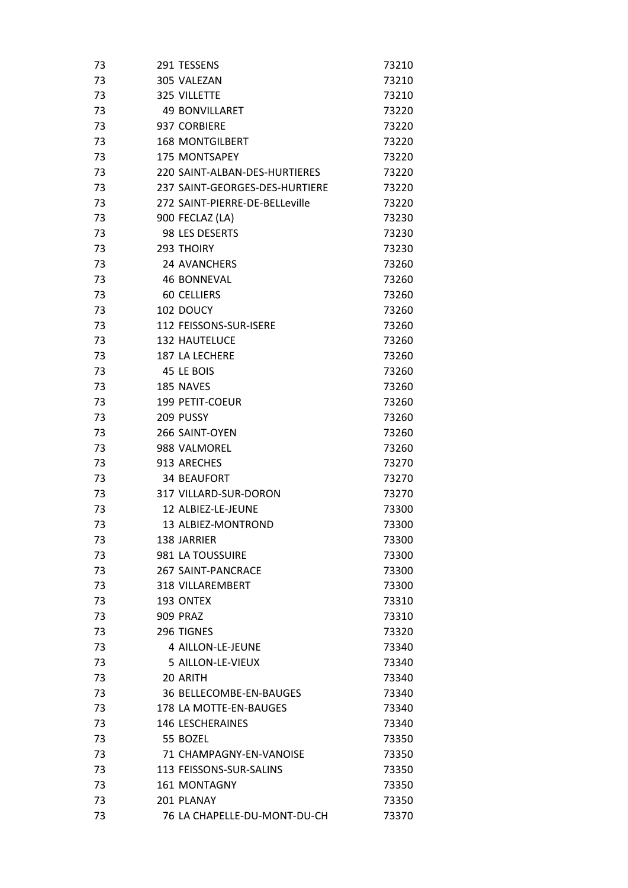| | | |
|---|---|---|
| 73 | 291 TESSENS | 73210 |
| 73 | 305 VALEZAN | 73210 |
| 73 | 325 VILLETTE | 73210 |
| 73 | 49 BONVILLARET | 73220 |
| 73 | 937 CORBIERE | 73220 |
| 73 | 168 MONTGILBERT | 73220 |
| 73 | 175 MONTSAPEY | 73220 |
| 73 | 220 SAINT-ALBAN-DES-HURTIERES | 73220 |
| 73 | 237 SAINT-GEORGES-DES-HURTIERE | 73220 |
| 73 | 272 SAINT-PIERRE-DE-BELLeville | 73220 |
| 73 | 900 FECLAZ (LA) | 73230 |
| 73 | 98 LES DESERTS | 73230 |
| 73 | 293 THOIRY | 73230 |
| 73 | 24 AVANCHERS | 73260 |
| 73 | 46 BONNEVAL | 73260 |
| 73 | 60 CELLIERS | 73260 |
| 73 | 102 DOUCY | 73260 |
| 73 | 112 FEISSONS-SUR-ISERE | 73260 |
| 73 | 132 HAUTELUCE | 73260 |
| 73 | 187 LA LECHERE | 73260 |
| 73 | 45 LE BOIS | 73260 |
| 73 | 185 NAVES | 73260 |
| 73 | 199 PETIT-COEUR | 73260 |
| 73 | 209 PUSSY | 73260 |
| 73 | 266 SAINT-OYEN | 73260 |
| 73 | 988 VALMOREL | 73260 |
| 73 | 913 ARECHES | 73270 |
| 73 | 34 BEAUFORT | 73270 |
| 73 | 317 VILLARD-SUR-DORON | 73270 |
| 73 | 12 ALBIEZ-LE-JEUNE | 73300 |
| 73 | 13 ALBIEZ-MONTROND | 73300 |
| 73 | 138 JARRIER | 73300 |
| 73 | 981 LA TOUSSUIRE | 73300 |
| 73 | 267 SAINT-PANCRACE | 73300 |
| 73 | 318 VILLAREMBERT | 73300 |
| 73 | 193 ONTEX | 73310 |
| 73 | 909 PRAZ | 73310 |
| 73 | 296 TIGNES | 73320 |
| 73 | 4 AILLON-LE-JEUNE | 73340 |
| 73 | 5 AILLON-LE-VIEUX | 73340 |
| 73 | 20 ARITH | 73340 |
| 73 | 36 BELLECOMBE-EN-BAUGES | 73340 |
| 73 | 178 LA MOTTE-EN-BAUGES | 73340 |
| 73 | 146 LESCHERAINES | 73340 |
| 73 | 55 BOZEL | 73350 |
| 73 | 71 CHAMPAGNY-EN-VANOISE | 73350 |
| 73 | 113 FEISSONS-SUR-SALINS | 73350 |
| 73 | 161 MONTAGNY | 73350 |
| 73 | 201 PLANAY | 73350 |
| 73 | 76 LA CHAPELLE-DU-MONT-DU-CH | 73370 |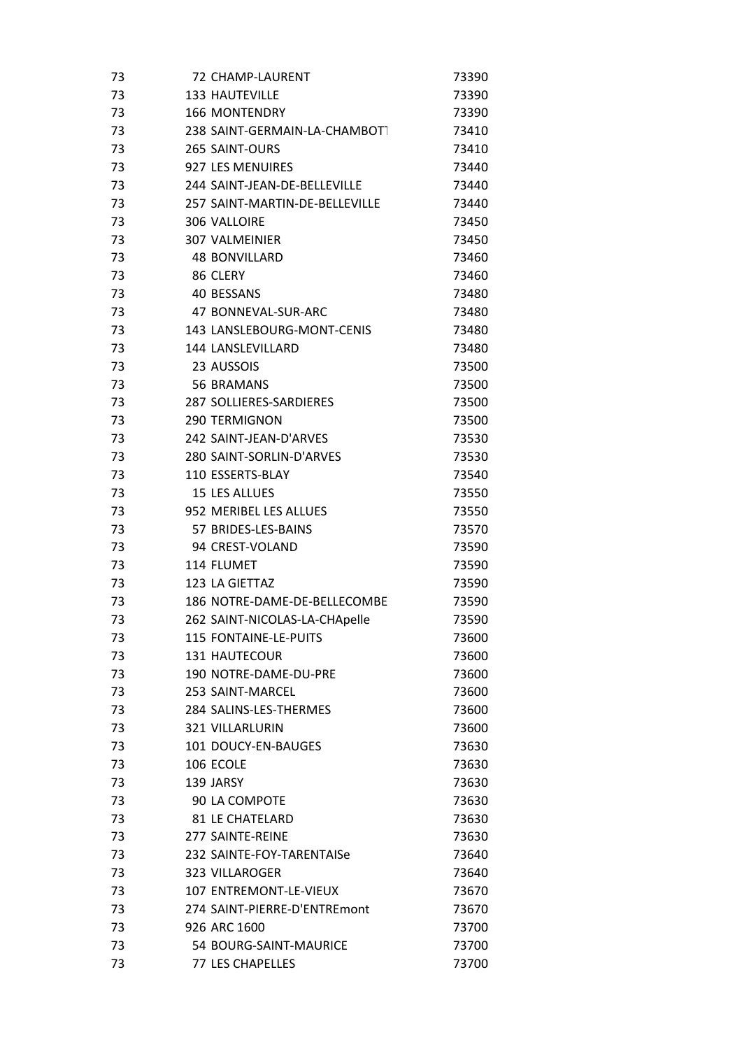| | | | |
|---|---|---|---|
| 73 | 72 | CHAMP-LAURENT | 73390 |
| 73 | 133 | HAUTEVILLE | 73390 |
| 73 | 166 | MONTENDRY | 73390 |
| 73 | 238 | SAINT-GERMAIN-LA-CHAMBOTT | 73410 |
| 73 | 265 | SAINT-OURS | 73410 |
| 73 | 927 | LES MENUIRES | 73440 |
| 73 | 244 | SAINT-JEAN-DE-BELLEVILLE | 73440 |
| 73 | 257 | SAINT-MARTIN-DE-BELLEVILLE | 73440 |
| 73 | 306 | VALLOIRE | 73450 |
| 73 | 307 | VALMEINIER | 73450 |
| 73 | 48 | BONVILLARD | 73460 |
| 73 | 86 | CLERY | 73460 |
| 73 | 40 | BESSANS | 73480 |
| 73 | 47 | BONNEVAL-SUR-ARC | 73480 |
| 73 | 143 | LANSLEBOURG-MONT-CENIS | 73480 |
| 73 | 144 | LANSLEVILLARD | 73480 |
| 73 | 23 | AUSSOIS | 73500 |
| 73 | 56 | BRAMANS | 73500 |
| 73 | 287 | SOLLIERES-SARDIERES | 73500 |
| 73 | 290 | TERMIGNON | 73500 |
| 73 | 242 | SAINT-JEAN-D'ARVES | 73530 |
| 73 | 280 | SAINT-SORLIN-D'ARVES | 73530 |
| 73 | 110 | ESSERTS-BLAY | 73540 |
| 73 | 15 | LES ALLUES | 73550 |
| 73 | 952 | MERIBEL LES ALLUES | 73550 |
| 73 | 57 | BRIDES-LES-BAINS | 73570 |
| 73 | 94 | CREST-VOLAND | 73590 |
| 73 | 114 | FLUMET | 73590 |
| 73 | 123 | LA GIETTAZ | 73590 |
| 73 | 186 | NOTRE-DAME-DE-BELLECOMBE | 73590 |
| 73 | 262 | SAINT-NICOLAS-LA-CHApelle | 73590 |
| 73 | 115 | FONTAINE-LE-PUITS | 73600 |
| 73 | 131 | HAUTECOUR | 73600 |
| 73 | 190 | NOTRE-DAME-DU-PRE | 73600 |
| 73 | 253 | SAINT-MARCEL | 73600 |
| 73 | 284 | SALINS-LES-THERMES | 73600 |
| 73 | 321 | VILLARLURIN | 73600 |
| 73 | 101 | DOUCY-EN-BAUGES | 73630 |
| 73 | 106 | ECOLE | 73630 |
| 73 | 139 | JARSY | 73630 |
| 73 | 90 | LA COMPOTE | 73630 |
| 73 | 81 | LE CHATELARD | 73630 |
| 73 | 277 | SAINTE-REINE | 73630 |
| 73 | 232 | SAINTE-FOY-TARENTAISe | 73640 |
| 73 | 323 | VILLAROGER | 73640 |
| 73 | 107 | ENTREMONT-LE-VIEUX | 73670 |
| 73 | 274 | SAINT-PIERRE-D'ENTREmont | 73670 |
| 73 | 926 | ARC 1600 | 73700 |
| 73 | 54 | BOURG-SAINT-MAURICE | 73700 |
| 73 | 77 | LES CHAPELLES | 73700 |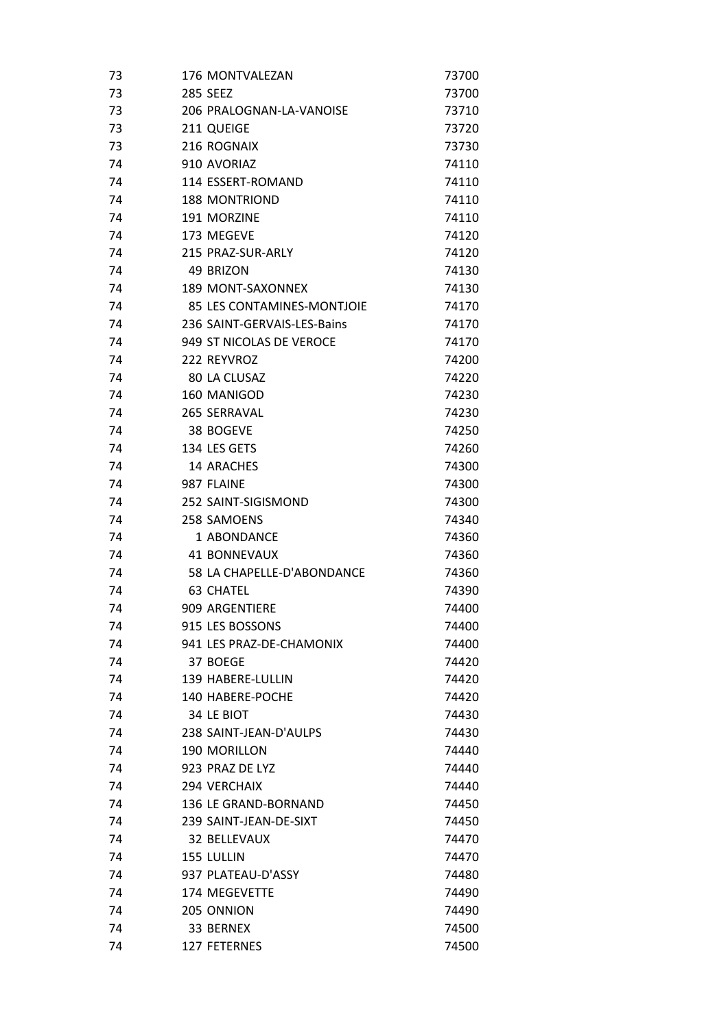| | | | |
|---|---|---|---|
| 73 | 176 | MONTVALEZAN | 73700 |
| 73 | 285 | SEEZ | 73700 |
| 73 | 206 | PRALOGNAN-LA-VANOISE | 73710 |
| 73 | 211 | QUEIGE | 73720 |
| 73 | 216 | ROGNAIX | 73730 |
| 74 | 910 | AVORIAZ | 74110 |
| 74 | 114 | ESSERT-ROMAND | 74110 |
| 74 | 188 | MONTRIOND | 74110 |
| 74 | 191 | MORZINE | 74110 |
| 74 | 173 | MEGEVE | 74120 |
| 74 | 215 | PRAZ-SUR-ARLY | 74120 |
| 74 | 49 | BRIZON | 74130 |
| 74 | 189 | MONT-SAXONNEX | 74130 |
| 74 | 85 | LES CONTAMINES-MONTJOIE | 74170 |
| 74 | 236 | SAINT-GERVAIS-LES-Bains | 74170 |
| 74 | 949 | ST NICOLAS DE VEROCE | 74170 |
| 74 | 222 | REYVROZ | 74200 |
| 74 | 80 | LA CLUSAZ | 74220 |
| 74 | 160 | MANIGOD | 74230 |
| 74 | 265 | SERRAVAL | 74230 |
| 74 | 38 | BOGEVE | 74250 |
| 74 | 134 | LES GETS | 74260 |
| 74 | 14 | ARACHES | 74300 |
| 74 | 987 | FLAINE | 74300 |
| 74 | 252 | SAINT-SIGISMOND | 74300 |
| 74 | 258 | SAMOENS | 74340 |
| 74 | 1 | ABONDANCE | 74360 |
| 74 | 41 | BONNEVAUX | 74360 |
| 74 | 58 | LA CHAPELLE-D'ABONDANCE | 74360 |
| 74 | 63 | CHATEL | 74390 |
| 74 | 909 | ARGENTIERE | 74400 |
| 74 | 915 | LES BOSSONS | 74400 |
| 74 | 941 | LES PRAZ-DE-CHAMONIX | 74400 |
| 74 | 37 | BOEGE | 74420 |
| 74 | 139 | HABERE-LULLIN | 74420 |
| 74 | 140 | HABERE-POCHE | 74420 |
| 74 | 34 | LE BIOT | 74430 |
| 74 | 238 | SAINT-JEAN-D'AULPS | 74430 |
| 74 | 190 | MORILLON | 74440 |
| 74 | 923 | PRAZ DE LYZ | 74440 |
| 74 | 294 | VERCHAIX | 74440 |
| 74 | 136 | LE GRAND-BORNAND | 74450 |
| 74 | 239 | SAINT-JEAN-DE-SIXT | 74450 |
| 74 | 32 | BELLEVAUX | 74470 |
| 74 | 155 | LULLIN | 74470 |
| 74 | 937 | PLATEAU-D'ASSY | 74480 |
| 74 | 174 | MEGEVETTE | 74490 |
| 74 | 205 | ONNION | 74490 |
| 74 | 33 | BERNEX | 74500 |
| 74 | 127 | FETERNES | 74500 |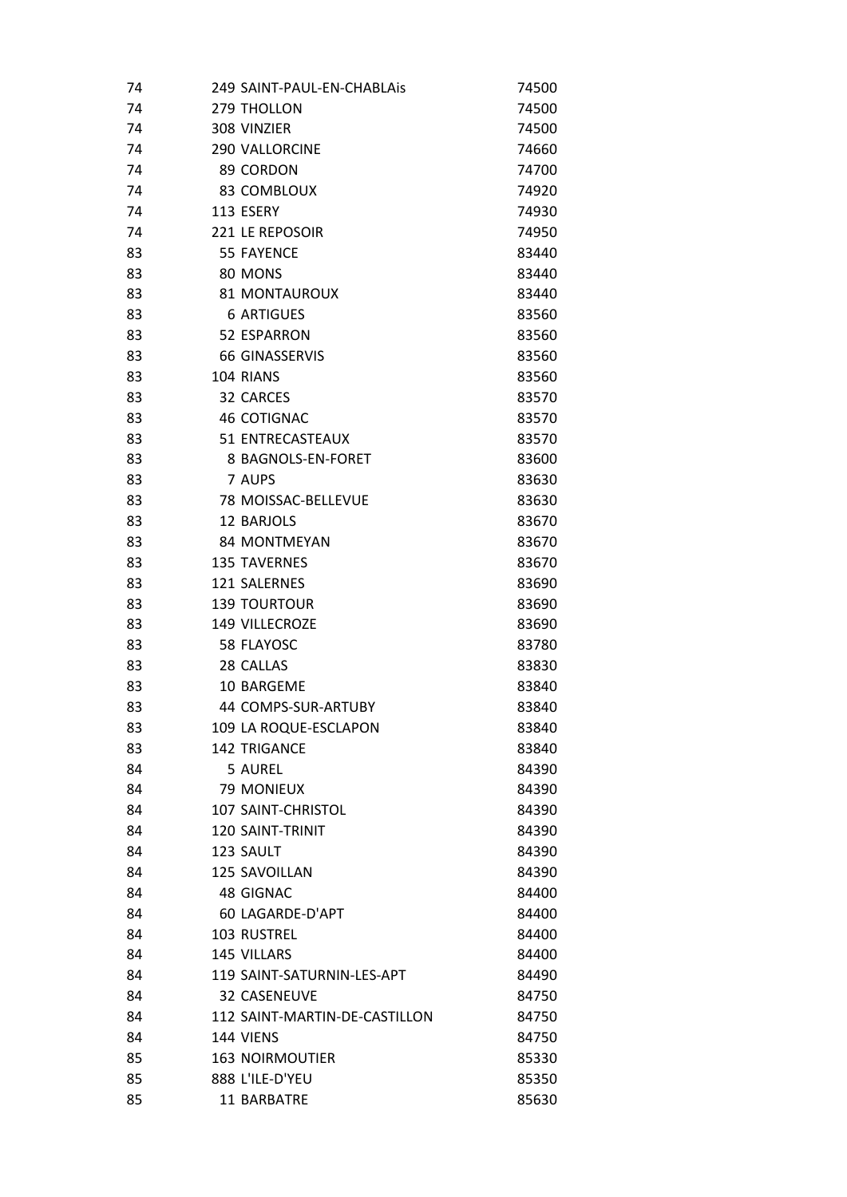| | | | |
|---|---|---|---|
| 74 | 249 | SAINT-PAUL-EN-CHABLAis | 74500 |
| 74 | 279 | THOLLON | 74500 |
| 74 | 308 | VINZIER | 74500 |
| 74 | 290 | VALLORCINE | 74660 |
| 74 | 89 | CORDON | 74700 |
| 74 | 83 | COMBLOUX | 74920 |
| 74 | 113 | ESERY | 74930 |
| 74 | 221 | LE REPOSOIR | 74950 |
| 83 | 55 | FAYENCE | 83440 |
| 83 | 80 | MONS | 83440 |
| 83 | 81 | MONTAUROUX | 83440 |
| 83 | 6 | ARTIGUES | 83560 |
| 83 | 52 | ESPARRON | 83560 |
| 83 | 66 | GINASSERVIS | 83560 |
| 83 | 104 | RIANS | 83560 |
| 83 | 32 | CARCES | 83570 |
| 83 | 46 | COTIGNAC | 83570 |
| 83 | 51 | ENTRECASTEAUX | 83570 |
| 83 | 8 | BAGNOLS-EN-FORET | 83600 |
| 83 | 7 | AUPS | 83630 |
| 83 | 78 | MOISSAC-BELLEVUE | 83630 |
| 83 | 12 | BARJOLS | 83670 |
| 83 | 84 | MONTMEYAN | 83670 |
| 83 | 135 | TAVERNES | 83670 |
| 83 | 121 | SALERNES | 83690 |
| 83 | 139 | TOURTOUR | 83690 |
| 83 | 149 | VILLECROZE | 83690 |
| 83 | 58 | FLAYOSC | 83780 |
| 83 | 28 | CALLAS | 83830 |
| 83 | 10 | BARGEME | 83840 |
| 83 | 44 | COMPS-SUR-ARTUBY | 83840 |
| 83 | 109 | LA ROQUE-ESCLAPON | 83840 |
| 83 | 142 | TRIGANCE | 83840 |
| 84 | 5 | AUREL | 84390 |
| 84 | 79 | MONIEUX | 84390 |
| 84 | 107 | SAINT-CHRISTOL | 84390 |
| 84 | 120 | SAINT-TRINIT | 84390 |
| 84 | 123 | SAULT | 84390 |
| 84 | 125 | SAVOILLAN | 84390 |
| 84 | 48 | GIGNAC | 84400 |
| 84 | 60 | LAGARDE-D'APT | 84400 |
| 84 | 103 | RUSTREL | 84400 |
| 84 | 145 | VILLARS | 84400 |
| 84 | 119 | SAINT-SATURNIN-LES-APT | 84490 |
| 84 | 32 | CASENEUVE | 84750 |
| 84 | 112 | SAINT-MARTIN-DE-CASTILLON | 84750 |
| 84 | 144 | VIENS | 84750 |
| 85 | 163 | NOIRMOUTIER | 85330 |
| 85 | 888 | L'ILE-D'YEU | 85350 |
| 85 | 11 | BARBATRE | 85630 |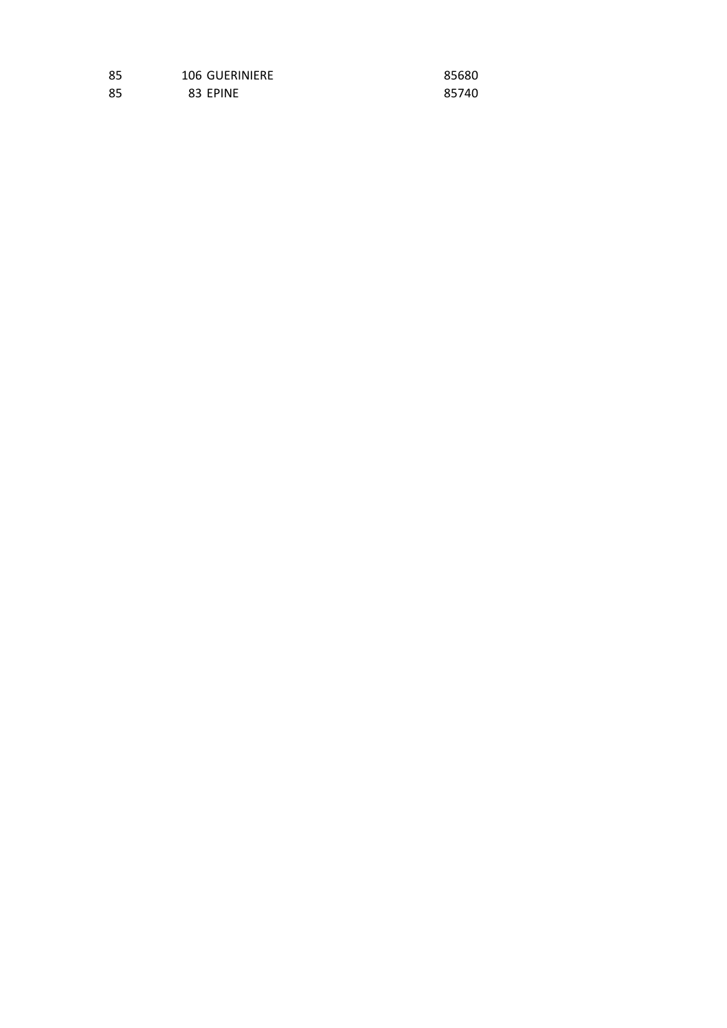| | | |
|---|---|---|
| 85 | 106 GUERINIERE | 85680 |
| 85 | 83 EPINE | 85740 |